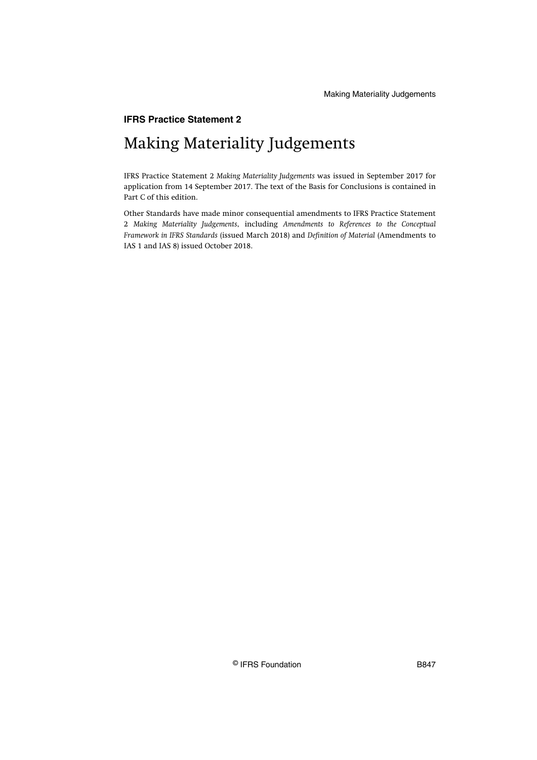**IFRS Practice Statement 2**

# Making Materiality Judgements

IFRS Practice Statement 2 *Making Materiality Judgements* was issued in September 2017 for application from 14 September 2017. The text of the Basis for Conclusions is contained in Part C of this edition.

Other Standards have made minor consequential amendments to IFRS Practice Statement 2 *Making Materiality Judgements*, including *Amendments to References to the Conceptual Framework in IFRS Standards* (issued March 2018) and *Definition of Material* (Amendments to IAS 1 and IAS 8) issued October 2018.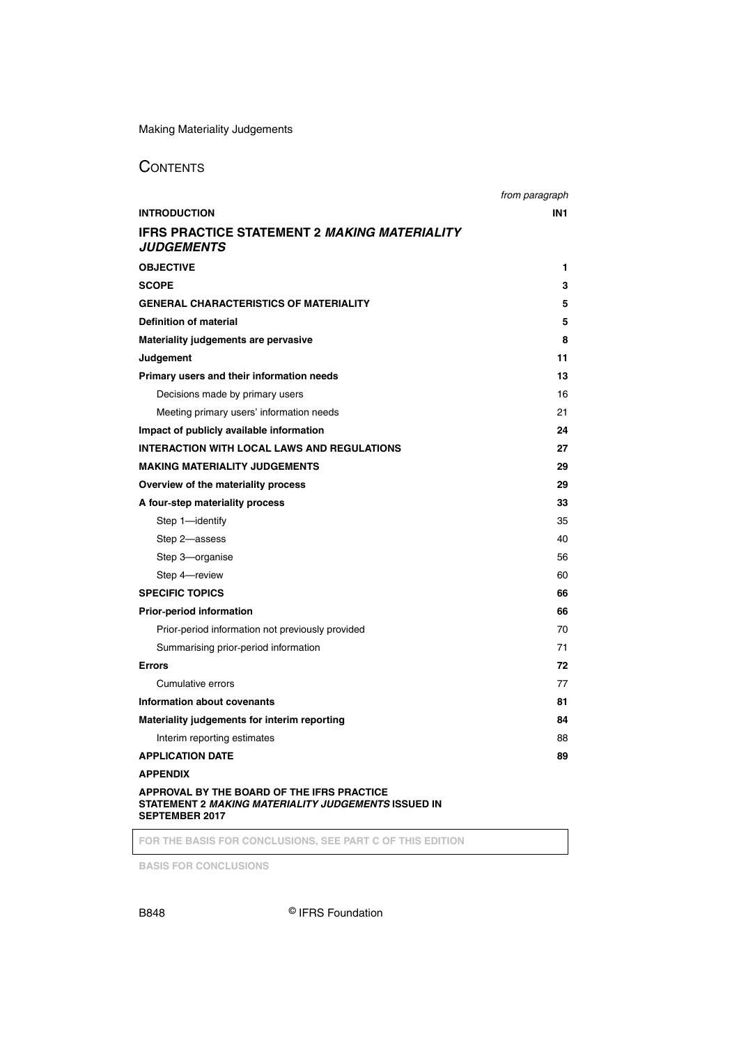## CONTENTS

| | *from paragraph* |
|---|---|
| **INTRODUCTION** | **IN1** |
| **IFRS PRACTICE STATEMENT 2 *MAKING MATERIALITY JUDGEMENTS*** | |
| **OBJECTIVE** | **1** |
| **SCOPE** | **3** |
| **GENERAL CHARACTERISTICS OF MATERIALITY** | **5** |
| **Definition of material** | **5** |
| **Materiality judgements are pervasive** | **8** |
| **Judgement** | **11** |
| **Primary users and their information needs** | **13** |
| Decisions made by primary users | 16 |
| Meeting primary users' information needs | 21 |
| **Impact of publicly available information** | **24** |
| **INTERACTION WITH LOCAL LAWS AND REGULATIONS** | **27** |
| **MAKING MATERIALITY JUDGEMENTS** | **29** |
| **Overview of the materiality process** | **29** |
| **A four-step materiality process** | **33** |
| Step 1—identify | 35 |
| Step 2—assess | 40 |
| Step 3—organise | 56 |
| Step 4—review | 60 |
| **SPECIFIC TOPICS** | **66** |
| **Prior-period information** | **66** |
| Prior-period information not previously provided | 70 |
| Summarising prior-period information | 71 |
| **Errors** | **72** |
| Cumulative errors | 77 |
| **Information about covenants** | **81** |
| **Materiality judgements for interim reporting** | **84** |
| Interim reporting estimates | 88 |
| **APPLICATION DATE** | **89** |
| **APPENDIX** | |
| **APPROVAL BY THE BOARD OF THE IFRS PRACTICE STATEMENT 2 *MAKING MATERIALITY JUDGEMENTS* ISSUED IN SEPTEMBER 2017** | |

FOR THE BASIS FOR CONCLUSIONS, SEE PART C OF THIS EDITION

BASIS FOR CONCLUSIONS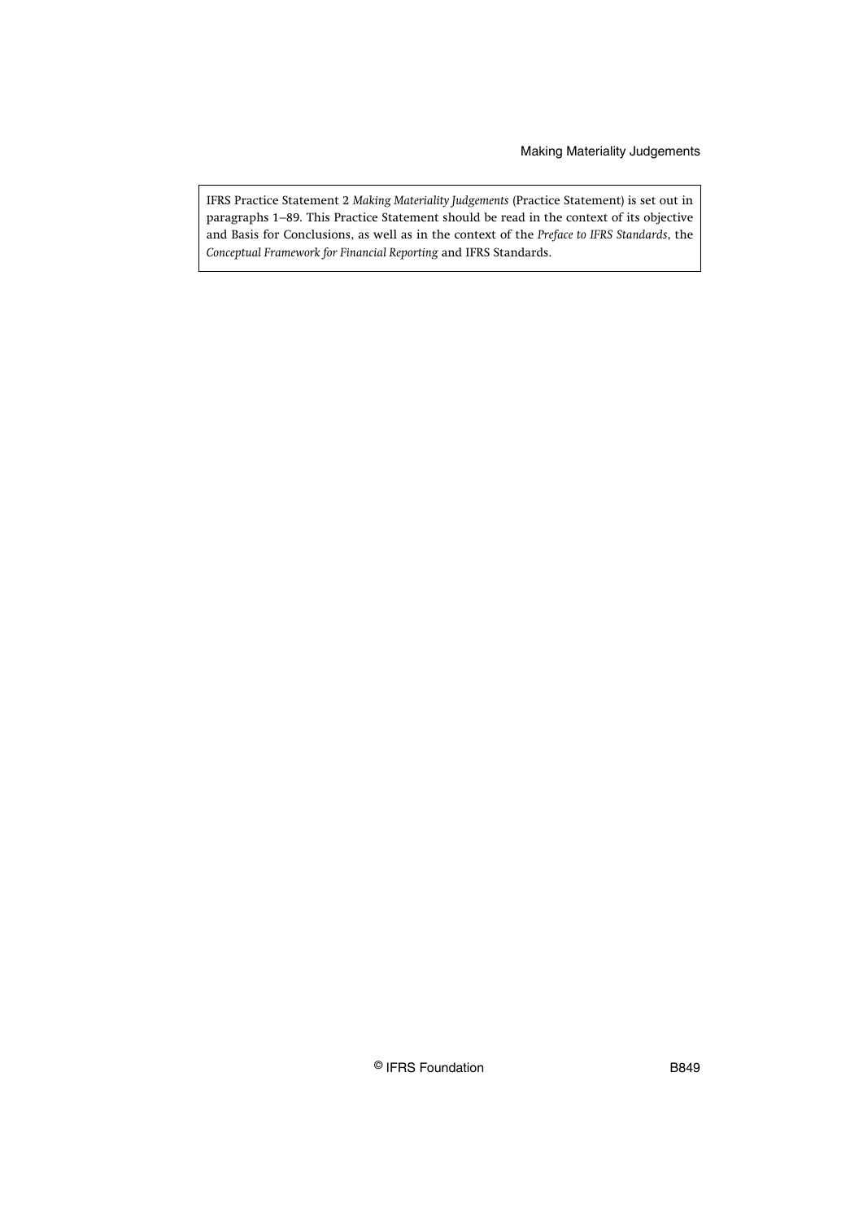IFRS Practice Statement 2 *Making Materiality Judgements* (Practice Statement) is set out in paragraphs 1–89. This Practice Statement should be read in the context of its objective and Basis for Conclusions, as well as in the context of the *Preface to IFRS Standards*, the *Conceptual Framework for Financial Reporting* and IFRS Standards.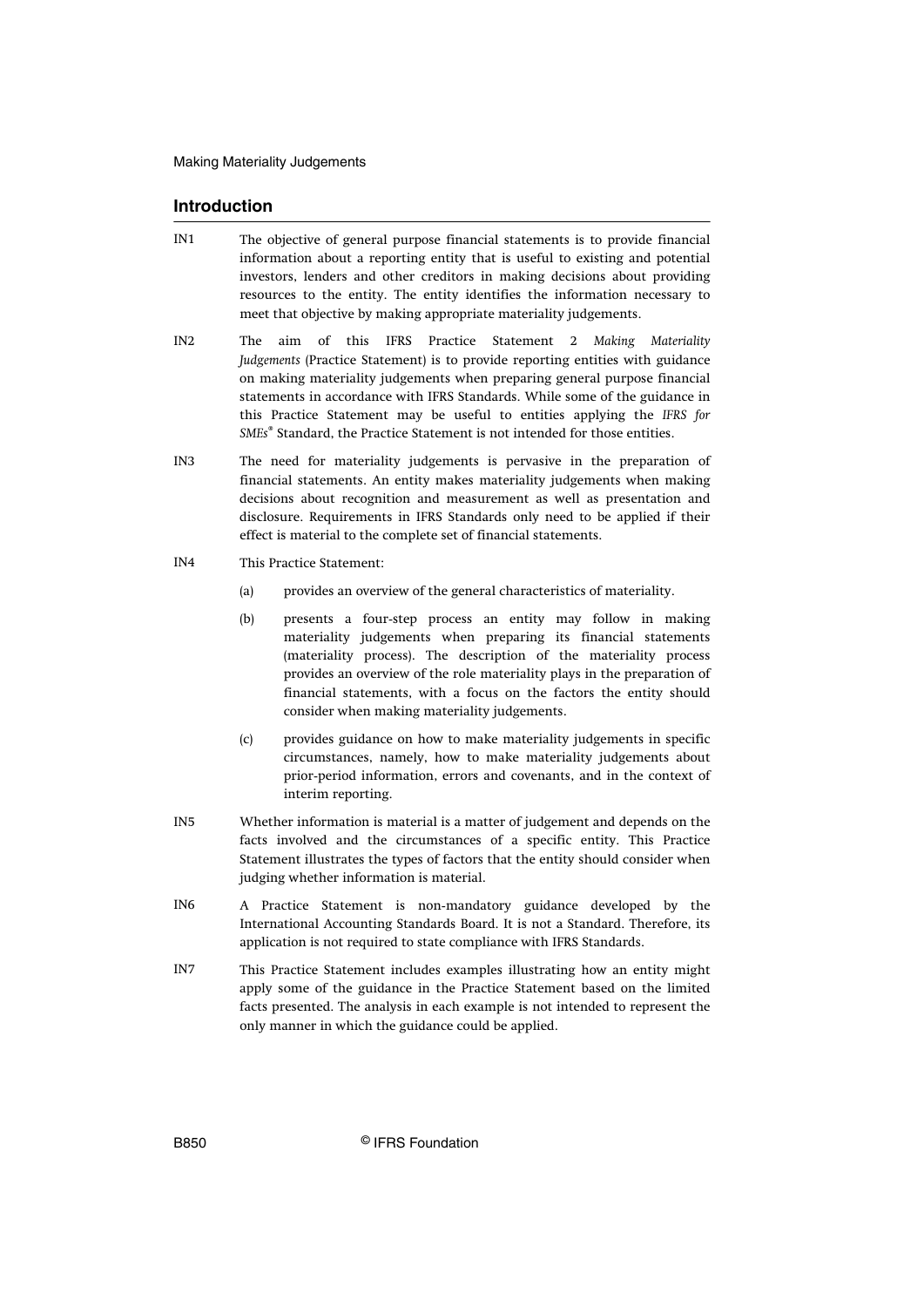## Introduction

IN1 The objective of general purpose financial statements is to provide financial information about a reporting entity that is useful to existing and potential investors, lenders and other creditors in making decisions about providing resources to the entity. The entity identifies the information necessary to meet that objective by making appropriate materiality judgements.

IN2 The aim of this IFRS Practice Statement 2 *Making Materiality Judgements* (Practice Statement) is to provide reporting entities with guidance on making materiality judgements when preparing general purpose financial statements in accordance with IFRS Standards. While some of the guidance in this Practice Statement may be useful to entities applying the *IFRS for SMEs*® Standard, the Practice Statement is not intended for those entities.

IN3 The need for materiality judgements is pervasive in the preparation of financial statements. An entity makes materiality judgements when making decisions about recognition and measurement as well as presentation and disclosure. Requirements in IFRS Standards only need to be applied if their effect is material to the complete set of financial statements.

IN4 This Practice Statement:

(a) provides an overview of the general characteristics of materiality.

(b) presents a four-step process an entity may follow in making materiality judgements when preparing its financial statements (materiality process). The description of the materiality process provides an overview of the role materiality plays in the preparation of financial statements, with a focus on the factors the entity should consider when making materiality judgements.

(c) provides guidance on how to make materiality judgements in specific circumstances, namely, how to make materiality judgements about prior-period information, errors and covenants, and in the context of interim reporting.

IN5 Whether information is material is a matter of judgement and depends on the facts involved and the circumstances of a specific entity. This Practice Statement illustrates the types of factors that the entity should consider when judging whether information is material.

IN6 A Practice Statement is non-mandatory guidance developed by the International Accounting Standards Board. It is not a Standard. Therefore, its application is not required to state compliance with IFRS Standards.

IN7 This Practice Statement includes examples illustrating how an entity might apply some of the guidance in the Practice Statement based on the limited facts presented. The analysis in each example is not intended to represent the only manner in which the guidance could be applied.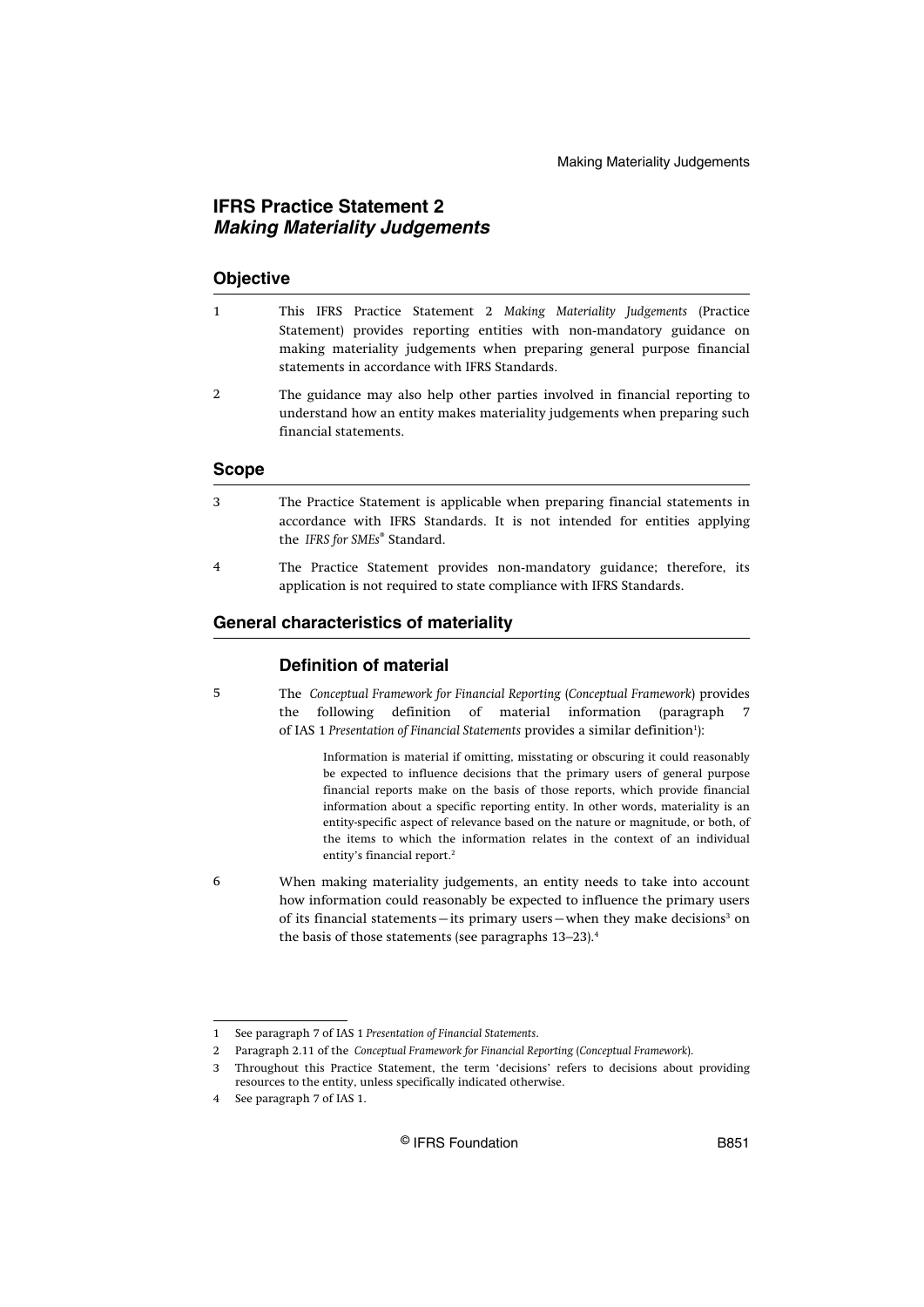# IFRS Practice Statement 2
## *Making Materiality Judgements*

## Objective

1 This IFRS Practice Statement 2 *Making Materiality Judgements* (Practice Statement) provides reporting entities with non-mandatory guidance on making materiality judgements when preparing general purpose financial statements in accordance with IFRS Standards.

2 The guidance may also help other parties involved in financial reporting to understand how an entity makes materiality judgements when preparing such financial statements.

## Scope

3 The Practice Statement is applicable when preparing financial statements in accordance with IFRS Standards. It is not intended for entities applying the *IFRS for SMEs®* Standard.

4 The Practice Statement provides non-mandatory guidance; therefore, its application is not required to state compliance with IFRS Standards.

## General characteristics of materiality

### Definition of material

5 The *Conceptual Framework for Financial Reporting* (*Conceptual Framework*) provides the following definition of material information (paragraph 7 of IAS 1 *Presentation of Financial Statements* provides a similar definition[1]):

> Information is material if omitting, misstating or obscuring it could reasonably be expected to influence decisions that the primary users of general purpose financial reports make on the basis of those reports, which provide financial information about a specific reporting entity. In other words, materiality is an entity-specific aspect of relevance based on the nature or magnitude, or both, of the items to which the information relates in the context of an individual entity's financial report.[2]

6 When making materiality judgements, an entity needs to take into account how information could reasonably be expected to influence the primary users of its financial statements—its primary users—when they make decisions[3] on the basis of those statements (see paragraphs 13–23).[4]

---

1 See paragraph 7 of IAS 1 *Presentation of Financial Statements*.

2 Paragraph 2.11 of the *Conceptual Framework for Financial Reporting* (*Conceptual Framework*).

3 Throughout this Practice Statement, the term 'decisions' refers to decisions about providing resources to the entity, unless specifically indicated otherwise.

4 See paragraph 7 of IAS 1.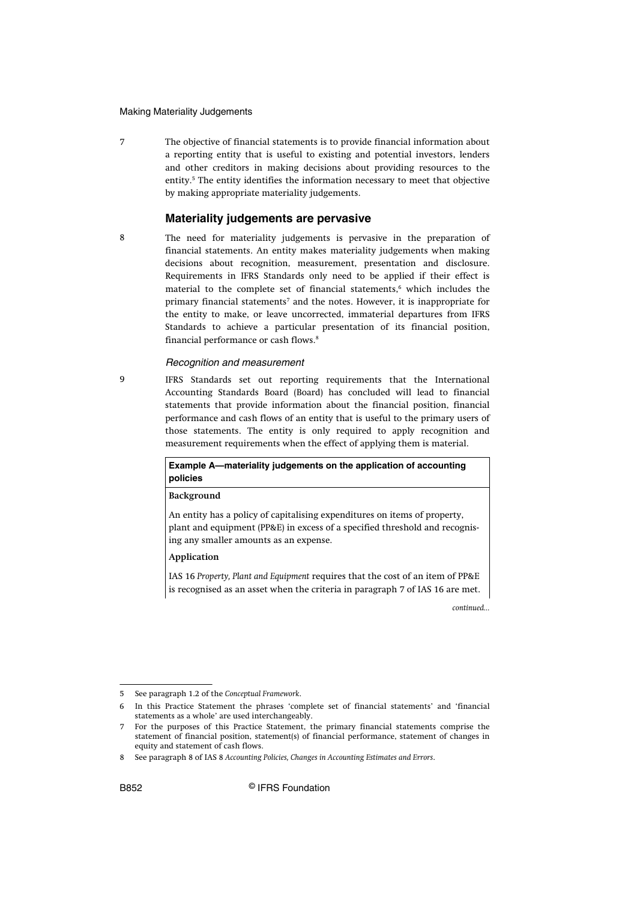7 The objective of financial statements is to provide financial information about a reporting entity that is useful to existing and potential investors, lenders and other creditors in making decisions about providing resources to the entity.[5] The entity identifies the information necessary to meet that objective by making appropriate materiality judgements.

## Materiality judgements are pervasive

8 The need for materiality judgements is pervasive in the preparation of financial statements. An entity makes materiality judgements when making decisions about recognition, measurement, presentation and disclosure. Requirements in IFRS Standards only need to be applied if their effect is material to the complete set of financial statements,[6] which includes the primary financial statements[7] and the notes. However, it is inappropriate for the entity to make, or leave uncorrected, immaterial departures from IFRS Standards to achieve a particular presentation of its financial position, financial performance or cash flows.[8]

### *Recognition and measurement*

9 IFRS Standards set out reporting requirements that the International Accounting Standards Board (Board) has concluded will lead to financial statements that provide information about the financial position, financial performance and cash flows of an entity that is useful to the primary users of those statements. The entity is only required to apply recognition and measurement requirements when the effect of applying them is material.

**Example A—materiality judgements on the application of accounting policies**

**Background**

An entity has a policy of capitalising expenditures on items of property, plant and equipment (PP&E) in excess of a specified threshold and recognising any smaller amounts as an expense.

**Application**

IAS 16 *Property, Plant and Equipment* requires that the cost of an item of PP&E is recognised as an asset when the criteria in paragraph 7 of IAS 16 are met.

*continued...*

---

5 See paragraph 1.2 of the *Conceptual Framework*.

6 In this Practice Statement the phrases 'complete set of financial statements' and 'financial statements as a whole' are used interchangeably.

7 For the purposes of this Practice Statement, the primary financial statements comprise the statement of financial position, statement(s) of financial performance, statement of changes in equity and statement of cash flows.

8 See paragraph 8 of IAS 8 *Accounting Policies, Changes in Accounting Estimates and Errors*.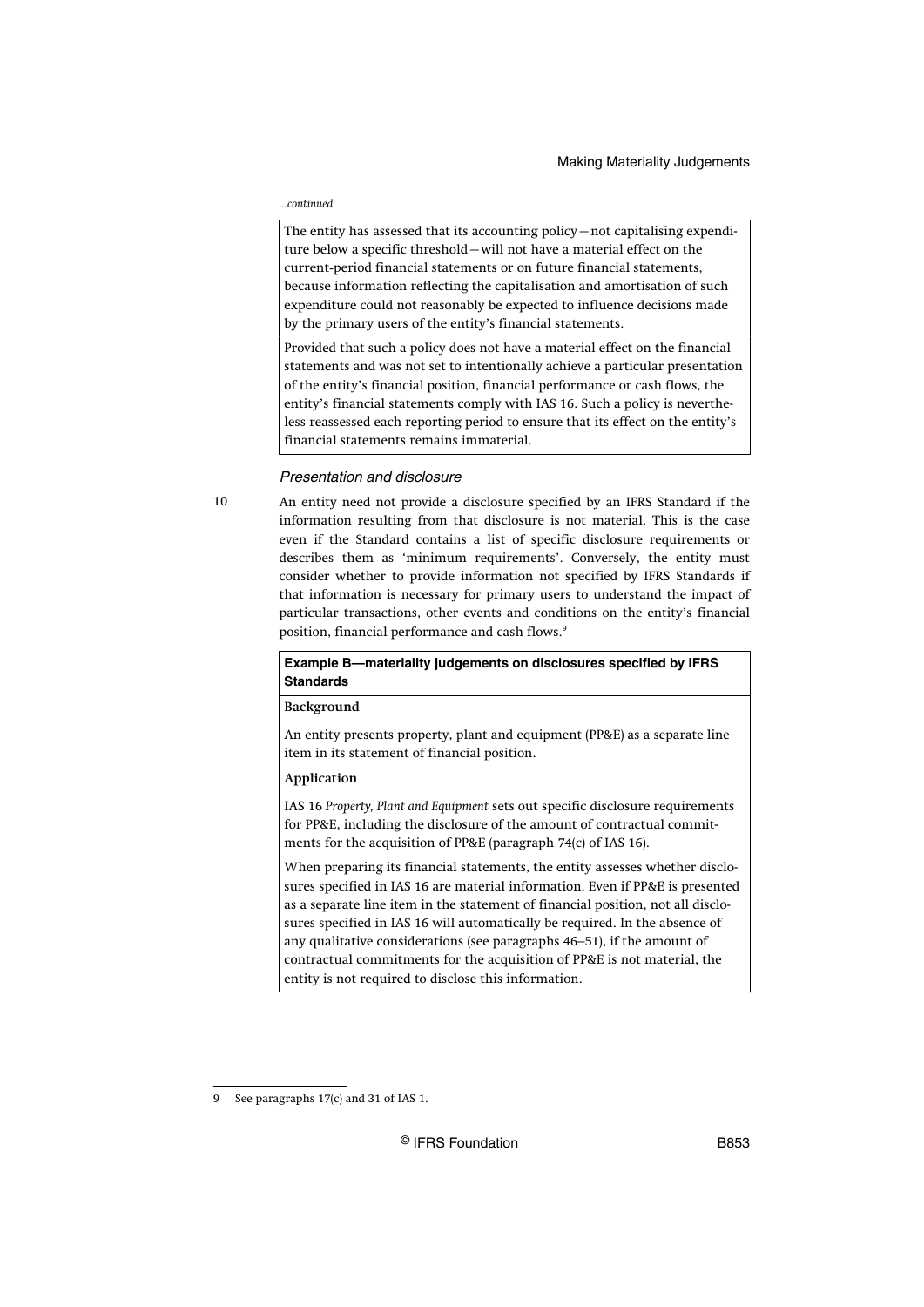*...continued*

The entity has assessed that its accounting policy—not capitalising expenditure below a specific threshold—will not have a material effect on the current-period financial statements or on future financial statements, because information reflecting the capitalisation and amortisation of such expenditure could not reasonably be expected to influence decisions made by the primary users of the entity's financial statements.

Provided that such a policy does not have a material effect on the financial statements and was not set to intentionally achieve a particular presentation of the entity's financial position, financial performance or cash flows, the entity's financial statements comply with IAS 16. Such a policy is nevertheless reassessed each reporting period to ensure that its effect on the entity's financial statements remains immaterial.

### *Presentation and disclosure*

10 An entity need not provide a disclosure specified by an IFRS Standard if the information resulting from that disclosure is not material. This is the case even if the Standard contains a list of specific disclosure requirements or describes them as 'minimum requirements'. Conversely, the entity must consider whether to provide information not specified by IFRS Standards if that information is necessary for primary users to understand the impact of particular transactions, other events and conditions on the entity's financial position, financial performance and cash flows.[9]

**Example B—materiality judgements on disclosures specified by IFRS Standards**

**Background**

An entity presents property, plant and equipment (PP&E) as a separate line item in its statement of financial position.

**Application**

IAS 16 *Property, Plant and Equipment* sets out specific disclosure requirements for PP&E, including the disclosure of the amount of contractual commitments for the acquisition of PP&E (paragraph 74(c) of IAS 16).

When preparing its financial statements, the entity assesses whether disclosures specified in IAS 16 are material information. Even if PP&E is presented as a separate line item in the statement of financial position, not all disclosures specified in IAS 16 will automatically be required. In the absence of any qualitative considerations (see paragraphs 46–51), if the amount of contractual commitments for the acquisition of PP&E is not material, the entity is not required to disclose this information.

---

9 See paragraphs 17(c) and 31 of IAS 1.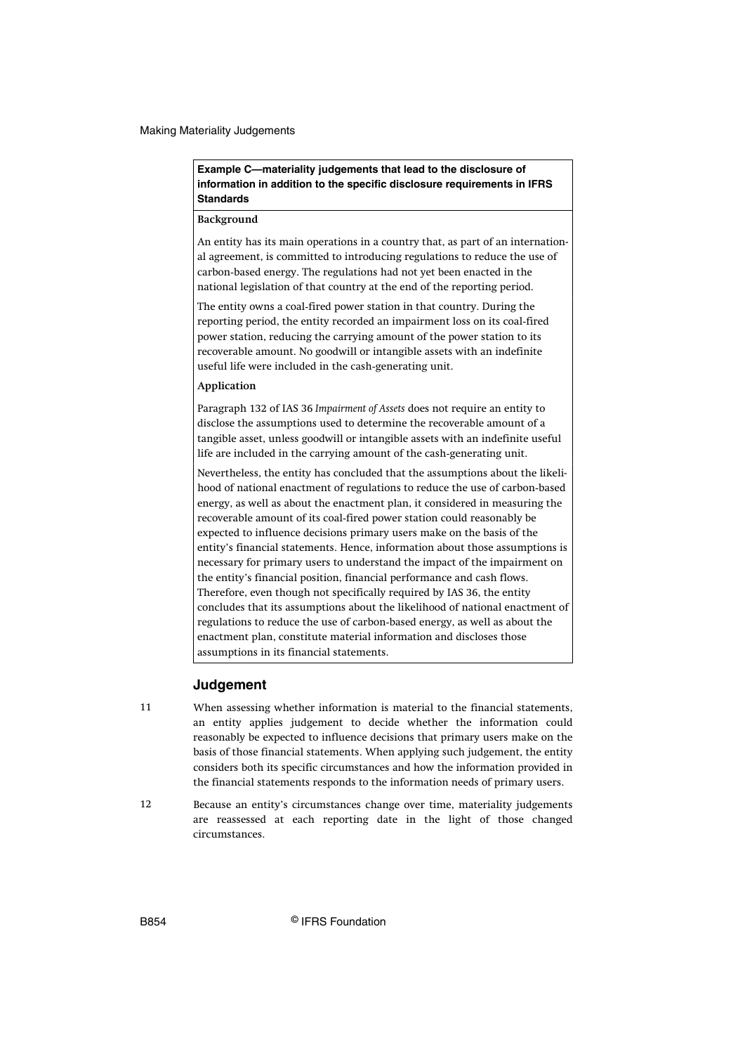**Example C—materiality judgements that lead to the disclosure of information in addition to the specific disclosure requirements in IFRS Standards**

**Background**

An entity has its main operations in a country that, as part of an international agreement, is committed to introducing regulations to reduce the use of carbon-based energy. The regulations had not yet been enacted in the national legislation of that country at the end of the reporting period.

The entity owns a coal-fired power station in that country. During the reporting period, the entity recorded an impairment loss on its coal-fired power station, reducing the carrying amount of the power station to its recoverable amount. No goodwill or intangible assets with an indefinite useful life were included in the cash-generating unit.

**Application**

Paragraph 132 of IAS 36 *Impairment of Assets* does not require an entity to disclose the assumptions used to determine the recoverable amount of a tangible asset, unless goodwill or intangible assets with an indefinite useful life are included in the carrying amount of the cash-generating unit.

Nevertheless, the entity has concluded that the assumptions about the likelihood of national enactment of regulations to reduce the use of carbon-based energy, as well as about the enactment plan, it considered in measuring the recoverable amount of its coal-fired power station could reasonably be expected to influence decisions primary users make on the basis of the entity's financial statements. Hence, information about those assumptions is necessary for primary users to understand the impact of the impairment on the entity's financial position, financial performance and cash flows. Therefore, even though not specifically required by IAS 36, the entity concludes that its assumptions about the likelihood of national enactment of regulations to reduce the use of carbon-based energy, as well as about the enactment plan, constitute material information and discloses those assumptions in its financial statements.

## Judgement

11 When assessing whether information is material to the financial statements, an entity applies judgement to decide whether the information could reasonably be expected to influence decisions that primary users make on the basis of those financial statements. When applying such judgement, the entity considers both its specific circumstances and how the information provided in the financial statements responds to the information needs of primary users.

12 Because an entity's circumstances change over time, materiality judgements are reassessed at each reporting date in the light of those changed circumstances.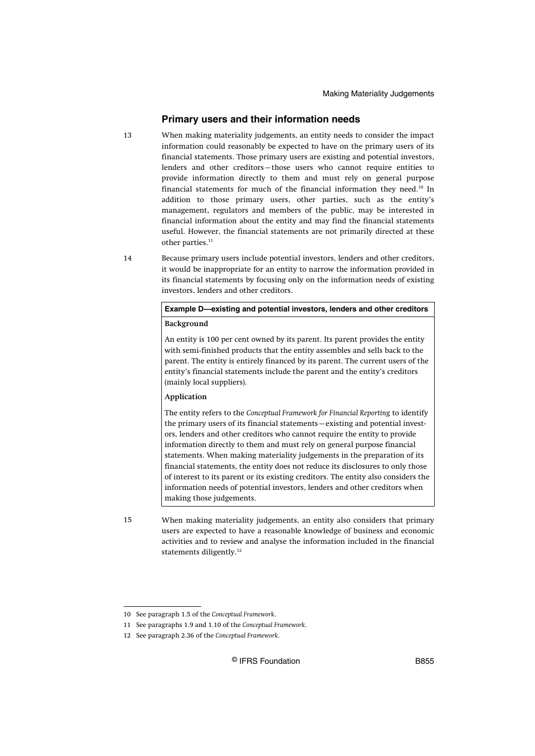## Primary users and their information needs

13 When making materiality judgements, an entity needs to consider the impact information could reasonably be expected to have on the primary users of its financial statements. Those primary users are existing and potential investors, lenders and other creditors—those users who cannot require entities to provide information directly to them and must rely on general purpose financial statements for much of the financial information they need.[10] In addition to those primary users, other parties, such as the entity's management, regulators and members of the public, may be interested in financial information about the entity and may find the financial statements useful. However, the financial statements are not primarily directed at these other parties.[11]

14 Because primary users include potential investors, lenders and other creditors, it would be inappropriate for an entity to narrow the information provided in its financial statements by focusing only on the information needs of existing investors, lenders and other creditors.

> **Example D—existing and potential investors, lenders and other creditors**
>
> **Background**
>
> An entity is 100 per cent owned by its parent. Its parent provides the entity with semi-finished products that the entity assembles and sells back to the parent. The entity is entirely financed by its parent. The current users of the entity's financial statements include the parent and the entity's creditors (mainly local suppliers).
>
> **Application**
>
> The entity refers to the *Conceptual Framework for Financial Reporting* to identify the primary users of its financial statements—existing and potential investors, lenders and other creditors who cannot require the entity to provide information directly to them and must rely on general purpose financial statements. When making materiality judgements in the preparation of its financial statements, the entity does not reduce its disclosures to only those of interest to its parent or its existing creditors. The entity also considers the information needs of potential investors, lenders and other creditors when making those judgements.

15 When making materiality judgements, an entity also considers that primary users are expected to have a reasonable knowledge of business and economic activities and to review and analyse the information included in the financial statements diligently.[12]

---

10 See paragraph 1.5 of the *Conceptual Framework*.

11 See paragraphs 1.9 and 1.10 of the *Conceptual Framework*.

12 See paragraph 2.36 of the *Conceptual Framework*.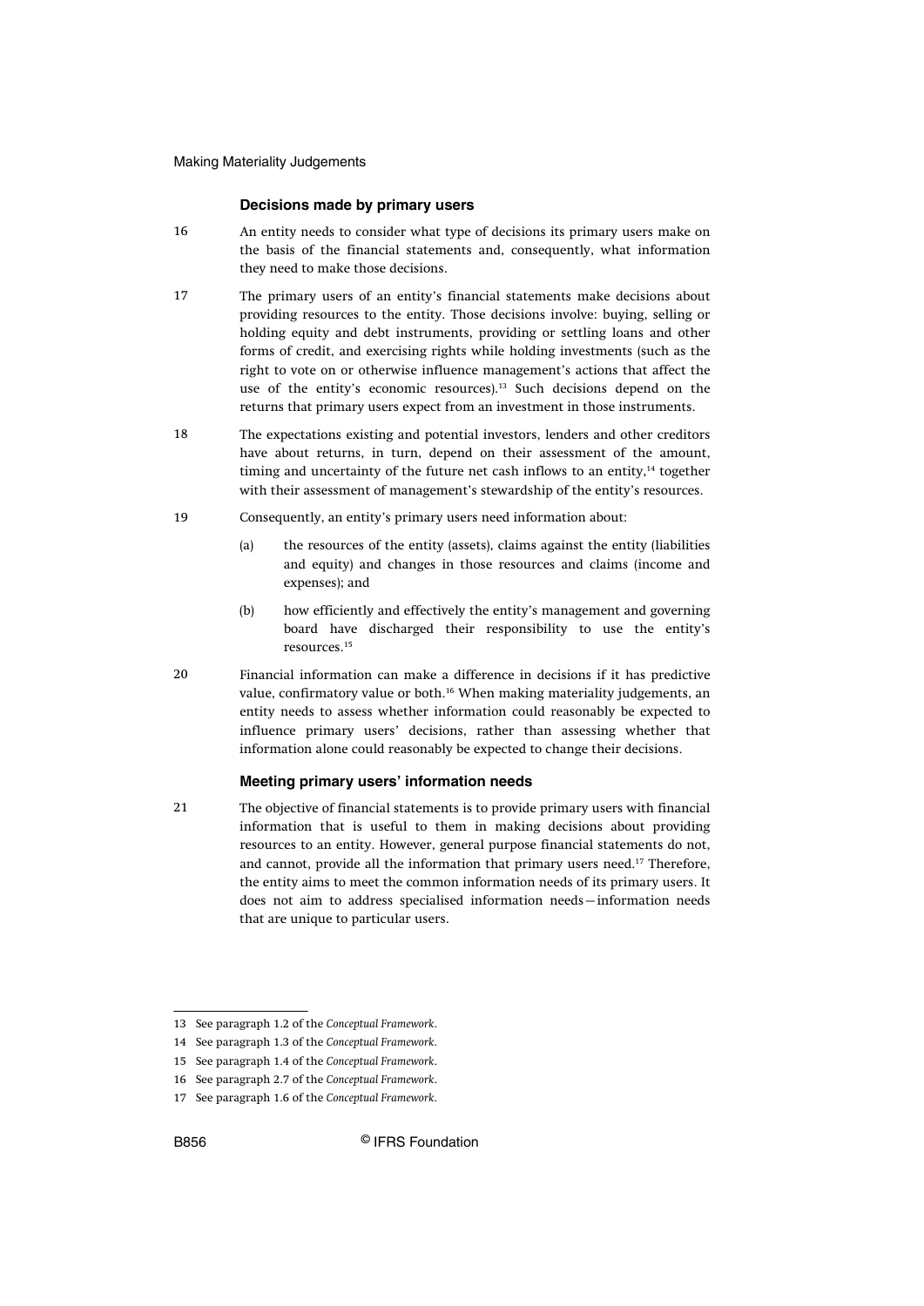### Decisions made by primary users

16 An entity needs to consider what type of decisions its primary users make on the basis of the financial statements and, consequently, what information they need to make those decisions.

17 The primary users of an entity's financial statements make decisions about providing resources to the entity. Those decisions involve: buying, selling or holding equity and debt instruments, providing or settling loans and other forms of credit, and exercising rights while holding investments (such as the right to vote on or otherwise influence management's actions that affect the use of the entity's economic resources).[13] Such decisions depend on the returns that primary users expect from an investment in those instruments.

18 The expectations existing and potential investors, lenders and other creditors have about returns, in turn, depend on their assessment of the amount, timing and uncertainty of the future net cash inflows to an entity,[14] together with their assessment of management's stewardship of the entity's resources.

19 Consequently, an entity's primary users need information about:

(a) the resources of the entity (assets), claims against the entity (liabilities and equity) and changes in those resources and claims (income and expenses); and

(b) how efficiently and effectively the entity's management and governing board have discharged their responsibility to use the entity's resources.[15]

20 Financial information can make a difference in decisions if it has predictive value, confirmatory value or both.[16] When making materiality judgements, an entity needs to assess whether information could reasonably be expected to influence primary users' decisions, rather than assessing whether that information alone could reasonably be expected to change their decisions.

### Meeting primary users' information needs

21 The objective of financial statements is to provide primary users with financial information that is useful to them in making decisions about providing resources to an entity. However, general purpose financial statements do not, and cannot, provide all the information that primary users need.[17] Therefore, the entity aims to meet the common information needs of its primary users. It does not aim to address specialised information needs—information needs that are unique to particular users.

---

13 See paragraph 1.2 of the *Conceptual Framework*.

14 See paragraph 1.3 of the *Conceptual Framework*.

15 See paragraph 1.4 of the *Conceptual Framework*.

16 See paragraph 2.7 of the *Conceptual Framework*.

17 See paragraph 1.6 of the *Conceptual Framework*.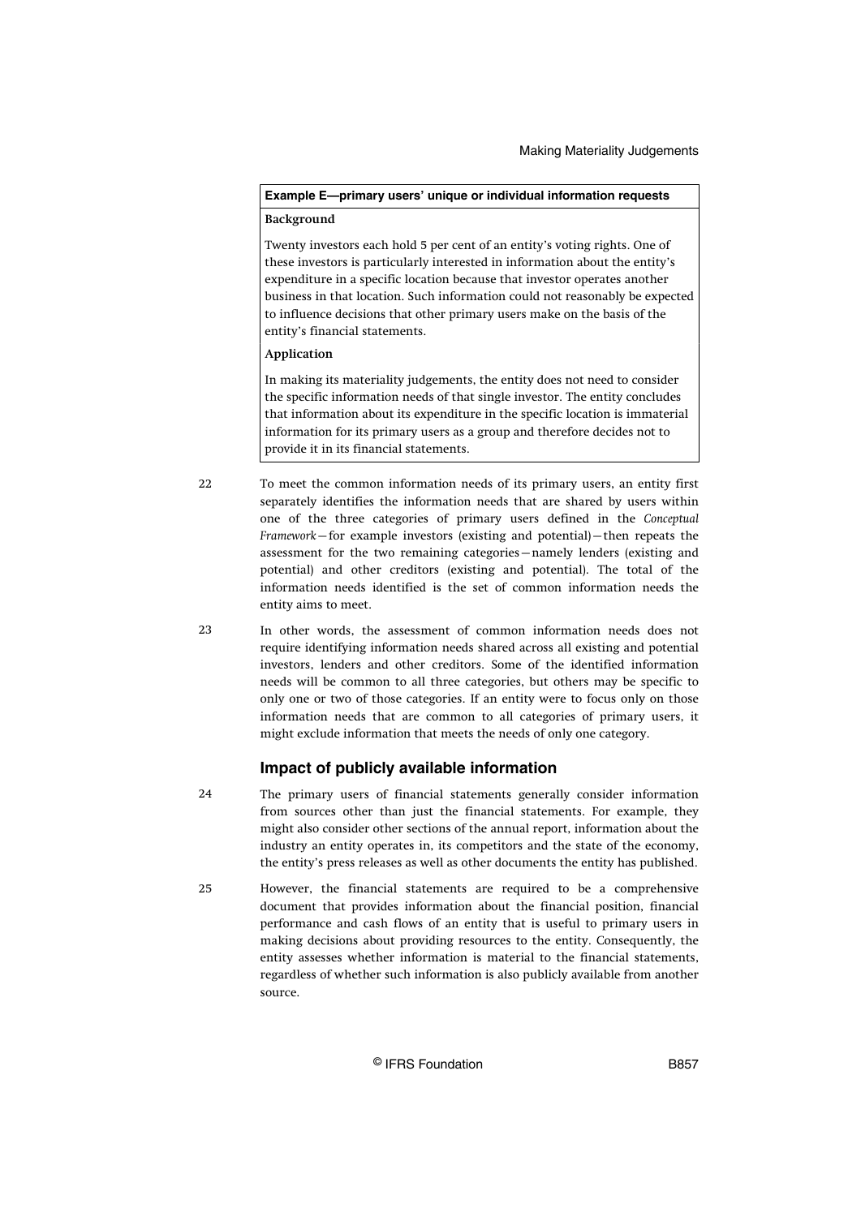**Example E—primary users' unique or individual information requests**

**Background**

Twenty investors each hold 5 per cent of an entity's voting rights. One of these investors is particularly interested in information about the entity's expenditure in a specific location because that investor operates another business in that location. Such information could not reasonably be expected to influence decisions that other primary users make on the basis of the entity's financial statements.

**Application**

In making its materiality judgements, the entity does not need to consider the specific information needs of that single investor. The entity concludes that information about its expenditure in the specific location is immaterial information for its primary users as a group and therefore decides not to provide it in its financial statements.

22 To meet the common information needs of its primary users, an entity first separately identifies the information needs that are shared by users within one of the three categories of primary users defined in the *Conceptual Framework*—for example investors (existing and potential)—then repeats the assessment for the two remaining categories—namely lenders (existing and potential) and other creditors (existing and potential). The total of the information needs identified is the set of common information needs the entity aims to meet.

23 In other words, the assessment of common information needs does not require identifying information needs shared across all existing and potential investors, lenders and other creditors. Some of the identified information needs will be common to all three categories, but others may be specific to only one or two of those categories. If an entity were to focus only on those information needs that are common to all categories of primary users, it might exclude information that meets the needs of only one category.

## Impact of publicly available information

24 The primary users of financial statements generally consider information from sources other than just the financial statements. For example, they might also consider other sections of the annual report, information about the industry an entity operates in, its competitors and the state of the economy, the entity's press releases as well as other documents the entity has published.

25 However, the financial statements are required to be a comprehensive document that provides information about the financial position, financial performance and cash flows of an entity that is useful to primary users in making decisions about providing resources to the entity. Consequently, the entity assesses whether information is material to the financial statements, regardless of whether such information is also publicly available from another source.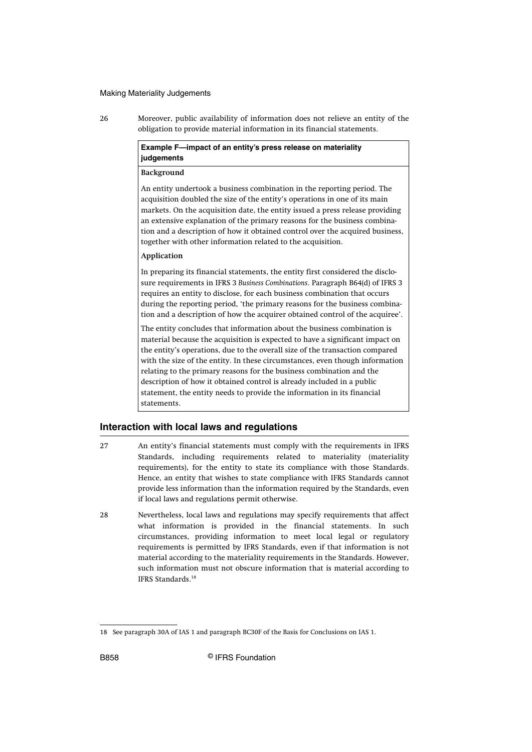26 Moreover, public availability of information does not relieve an entity of the obligation to provide material information in its financial statements.

**Example F—impact of an entity's press release on materiality judgements**

**Background**

An entity undertook a business combination in the reporting period. The acquisition doubled the size of the entity's operations in one of its main markets. On the acquisition date, the entity issued a press release providing an extensive explanation of the primary reasons for the business combination and a description of how it obtained control over the acquired business, together with other information related to the acquisition.

**Application**

In preparing its financial statements, the entity first considered the disclosure requirements in IFRS 3 *Business Combinations*. Paragraph B64(d) of IFRS 3 requires an entity to disclose, for each business combination that occurs during the reporting period, 'the primary reasons for the business combination and a description of how the acquirer obtained control of the acquiree'.

The entity concludes that information about the business combination is material because the acquisition is expected to have a significant impact on the entity's operations, due to the overall size of the transaction compared with the size of the entity. In these circumstances, even though information relating to the primary reasons for the business combination and the description of how it obtained control is already included in a public statement, the entity needs to provide the information in its financial statements.

## Interaction with local laws and regulations

27 An entity's financial statements must comply with the requirements in IFRS Standards, including requirements related to materiality (materiality requirements), for the entity to state its compliance with those Standards. Hence, an entity that wishes to state compliance with IFRS Standards cannot provide less information than the information required by the Standards, even if local laws and regulations permit otherwise.

28 Nevertheless, local laws and regulations may specify requirements that affect what information is provided in the financial statements. In such circumstances, providing information to meet local legal or regulatory requirements is permitted by IFRS Standards, even if that information is not material according to the materiality requirements in the Standards. However, such information must not obscure information that is material according to IFRS Standards.[18]

[18] See paragraph 30A of IAS 1 and paragraph BC30F of the Basis for Conclusions on IAS 1.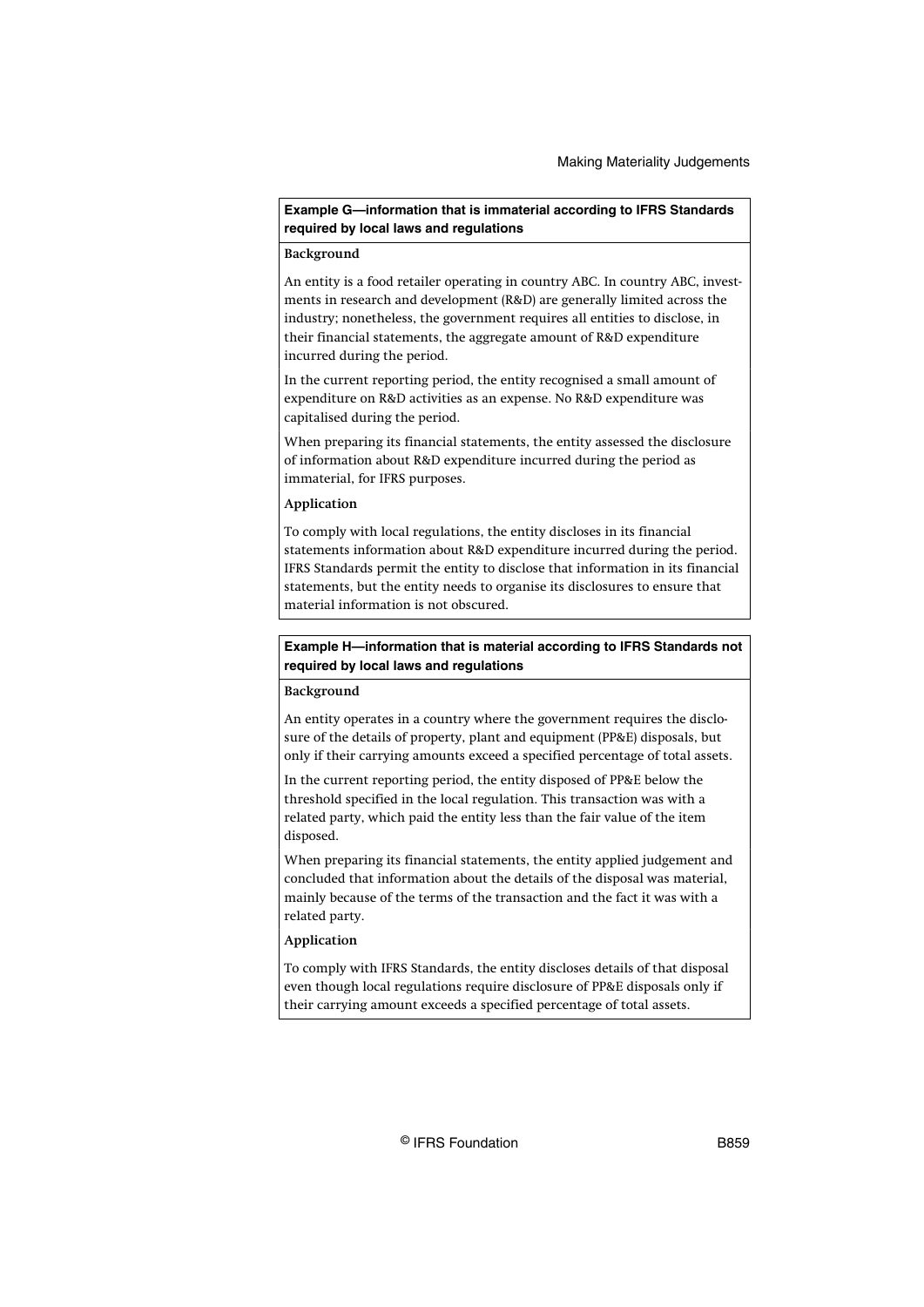**Example G—information that is immaterial according to IFRS Standards required by local laws and regulations**

**Background**

An entity is a food retailer operating in country ABC. In country ABC, investments in research and development (R&D) are generally limited across the industry; nonetheless, the government requires all entities to disclose, in their financial statements, the aggregate amount of R&D expenditure incurred during the period.

In the current reporting period, the entity recognised a small amount of expenditure on R&D activities as an expense. No R&D expenditure was capitalised during the period.

When preparing its financial statements, the entity assessed the disclosure of information about R&D expenditure incurred during the period as immaterial, for IFRS purposes.

**Application**

To comply with local regulations, the entity discloses in its financial statements information about R&D expenditure incurred during the period. IFRS Standards permit the entity to disclose that information in its financial statements, but the entity needs to organise its disclosures to ensure that material information is not obscured.

**Example H—information that is material according to IFRS Standards not required by local laws and regulations**

**Background**

An entity operates in a country where the government requires the disclosure of the details of property, plant and equipment (PP&E) disposals, but only if their carrying amounts exceed a specified percentage of total assets.

In the current reporting period, the entity disposed of PP&E below the threshold specified in the local regulation. This transaction was with a related party, which paid the entity less than the fair value of the item disposed.

When preparing its financial statements, the entity applied judgement and concluded that information about the details of the disposal was material, mainly because of the terms of the transaction and the fact it was with a related party.

**Application**

To comply with IFRS Standards, the entity discloses details of that disposal even though local regulations require disclosure of PP&E disposals only if their carrying amount exceeds a specified percentage of total assets.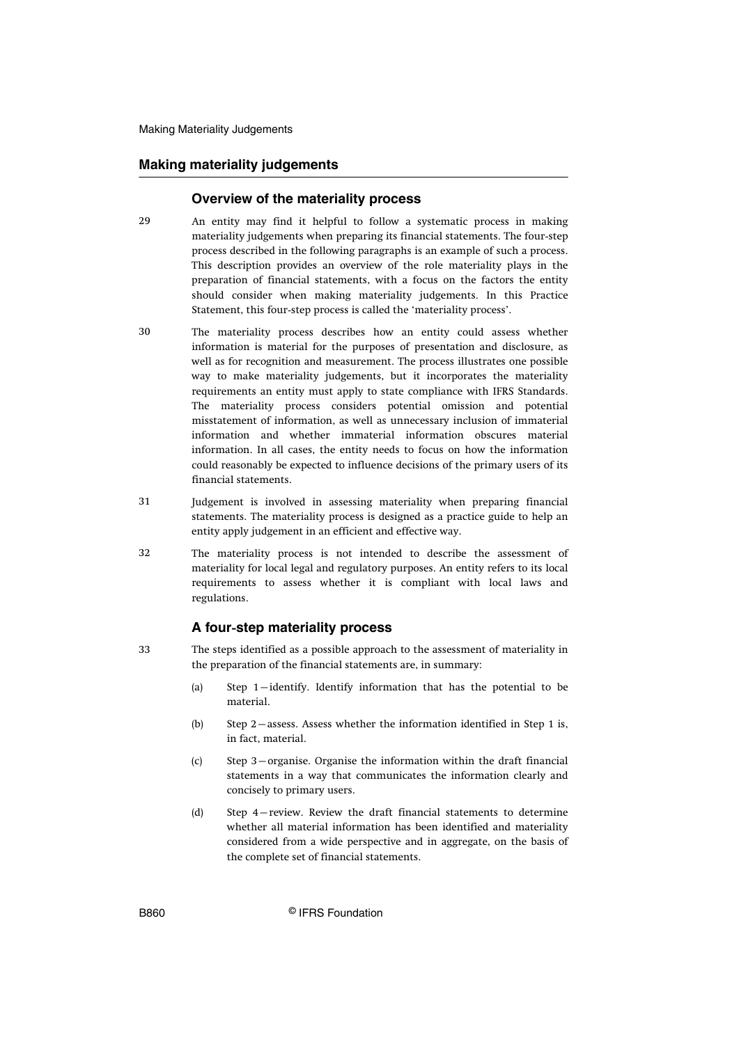## Making materiality judgements

### Overview of the materiality process

29 An entity may find it helpful to follow a systematic process in making materiality judgements when preparing its financial statements. The four-step process described in the following paragraphs is an example of such a process. This description provides an overview of the role materiality plays in the preparation of financial statements, with a focus on the factors the entity should consider when making materiality judgements. In this Practice Statement, this four-step process is called the 'materiality process'.

30 The materiality process describes how an entity could assess whether information is material for the purposes of presentation and disclosure, as well as for recognition and measurement. The process illustrates one possible way to make materiality judgements, but it incorporates the materiality requirements an entity must apply to state compliance with IFRS Standards. The materiality process considers potential omission and potential misstatement of information, as well as unnecessary inclusion of immaterial information and whether immaterial information obscures material information. In all cases, the entity needs to focus on how the information could reasonably be expected to influence decisions of the primary users of its financial statements.

31 Judgement is involved in assessing materiality when preparing financial statements. The materiality process is designed as a practice guide to help an entity apply judgement in an efficient and effective way.

32 The materiality process is not intended to describe the assessment of materiality for local legal and regulatory purposes. An entity refers to its local requirements to assess whether it is compliant with local laws and regulations.

### A four-step materiality process

33 The steps identified as a possible approach to the assessment of materiality in the preparation of the financial statements are, in summary:

(a) Step 1—identify. Identify information that has the potential to be material.

(b) Step 2—assess. Assess whether the information identified in Step 1 is, in fact, material.

(c) Step 3—organise. Organise the information within the draft financial statements in a way that communicates the information clearly and concisely to primary users.

(d) Step 4—review. Review the draft financial statements to determine whether all material information has been identified and materiality considered from a wide perspective and in aggregate, on the basis of the complete set of financial statements.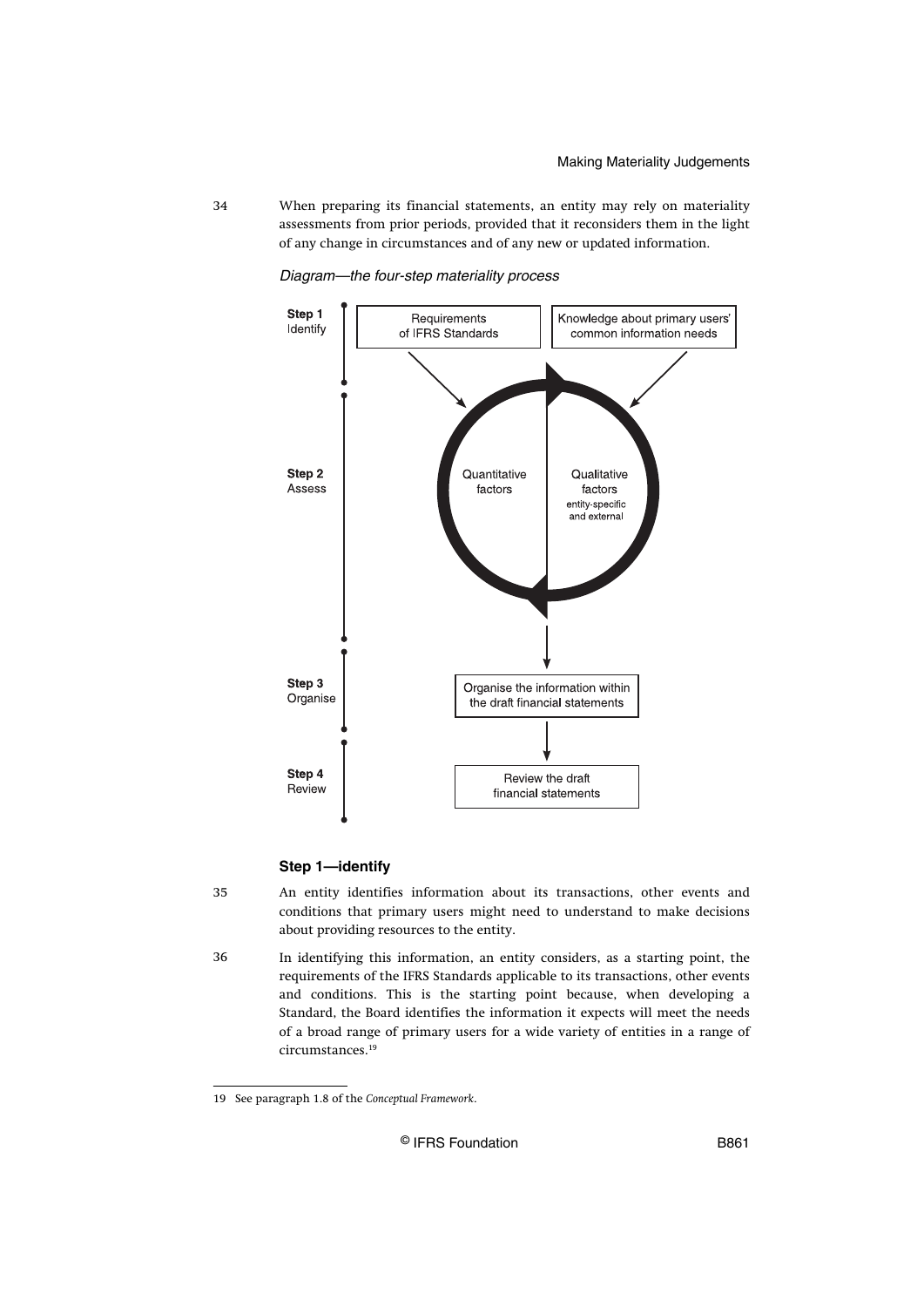34 When preparing its financial statements, an entity may rely on materiality assessments from prior periods, provided that it reconsiders them in the light of any change in circumstances and of any new or updated information.

*Diagram—the four-step materiality process*

**Step 1** Identify

Requirements of IFRS Standards

Knowledge about primary users' common information needs

**Step 2** Assess

Quantitative factors

Qualitative factors entity-specific and external

**Step 3** Organise

Organise the information within the draft financial statements

**Step 4** Review

Review the draft financial statements

### Step 1—identify

35 An entity identifies information about its transactions, other events and conditions that primary users might need to understand to make decisions about providing resources to the entity.

36 In identifying this information, an entity considers, as a starting point, the requirements of the IFRS Standards applicable to its transactions, other events and conditions. This is the starting point because, when developing a Standard, the Board identifies the information it expects will meet the needs of a broad range of primary users for a wide variety of entities in a range of circumstances.[19]

---

19 See paragraph 1.8 of the *Conceptual Framework*.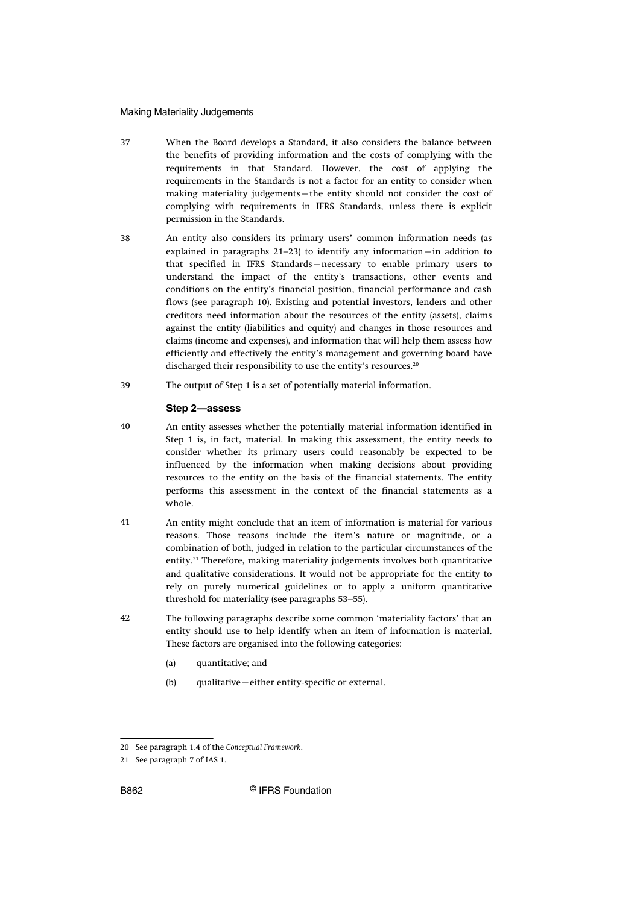37 When the Board develops a Standard, it also considers the balance between the benefits of providing information and the costs of complying with the requirements in that Standard. However, the cost of applying the requirements in the Standards is not a factor for an entity to consider when making materiality judgements—the entity should not consider the cost of complying with requirements in IFRS Standards, unless there is explicit permission in the Standards.

38 An entity also considers its primary users' common information needs (as explained in paragraphs 21–23) to identify any information—in addition to that specified in IFRS Standards—necessary to enable primary users to understand the impact of the entity's transactions, other events and conditions on the entity's financial position, financial performance and cash flows (see paragraph 10). Existing and potential investors, lenders and other creditors need information about the resources of the entity (assets), claims against the entity (liabilities and equity) and changes in those resources and claims (income and expenses), and information that will help them assess how efficiently and effectively the entity's management and governing board have discharged their responsibility to use the entity's resources.[20]

39 The output of Step 1 is a set of potentially material information.

### Step 2—assess

40 An entity assesses whether the potentially material information identified in Step 1 is, in fact, material. In making this assessment, the entity needs to consider whether its primary users could reasonably be expected to be influenced by the information when making decisions about providing resources to the entity on the basis of the financial statements. The entity performs this assessment in the context of the financial statements as a whole.

41 An entity might conclude that an item of information is material for various reasons. Those reasons include the item's nature or magnitude, or a combination of both, judged in relation to the particular circumstances of the entity.[21] Therefore, making materiality judgements involves both quantitative and qualitative considerations. It would not be appropriate for the entity to rely on purely numerical guidelines or to apply a uniform quantitative threshold for materiality (see paragraphs 53–55).

42 The following paragraphs describe some common 'materiality factors' that an entity should use to help identify when an item of information is material. These factors are organised into the following categories:

(a) quantitative; and

(b) qualitative—either entity-specific or external.

---

20 See paragraph 1.4 of the *Conceptual Framework*.

21 See paragraph 7 of IAS 1.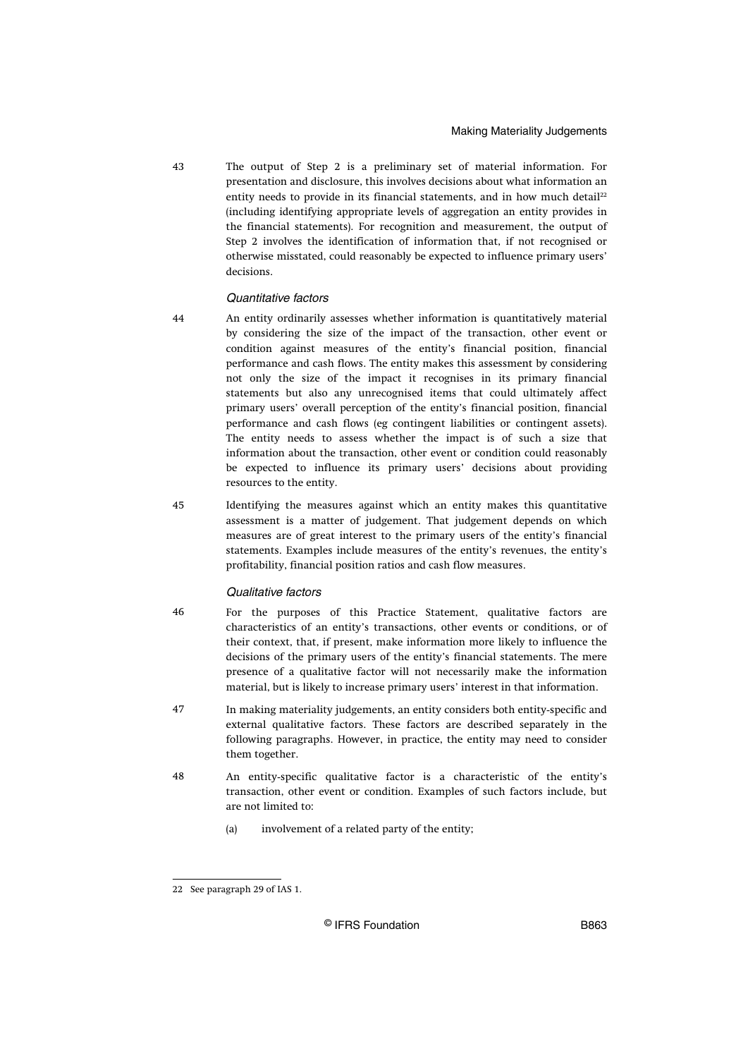43 The output of Step 2 is a preliminary set of material information. For presentation and disclosure, this involves decisions about what information an entity needs to provide in its financial statements, and in how much detail[22] (including identifying appropriate levels of aggregation an entity provides in the financial statements). For recognition and measurement, the output of Step 2 involves the identification of information that, if not recognised or otherwise misstated, could reasonably be expected to influence primary users' decisions.

### *Quantitative factors*

44 An entity ordinarily assesses whether information is quantitatively material by considering the size of the impact of the transaction, other event or condition against measures of the entity's financial position, financial performance and cash flows. The entity makes this assessment by considering not only the size of the impact it recognises in its primary financial statements but also any unrecognised items that could ultimately affect primary users' overall perception of the entity's financial position, financial performance and cash flows (eg contingent liabilities or contingent assets). The entity needs to assess whether the impact is of such a size that information about the transaction, other event or condition could reasonably be expected to influence its primary users' decisions about providing resources to the entity.

45 Identifying the measures against which an entity makes this quantitative assessment is a matter of judgement. That judgement depends on which measures are of great interest to the primary users of the entity's financial statements. Examples include measures of the entity's revenues, the entity's profitability, financial position ratios and cash flow measures.

### *Qualitative factors*

46 For the purposes of this Practice Statement, qualitative factors are characteristics of an entity's transactions, other events or conditions, or of their context, that, if present, make information more likely to influence the decisions of the primary users of the entity's financial statements. The mere presence of a qualitative factor will not necessarily make the information material, but is likely to increase primary users' interest in that information.

47 In making materiality judgements, an entity considers both entity-specific and external qualitative factors. These factors are described separately in the following paragraphs. However, in practice, the entity may need to consider them together.

48 An entity-specific qualitative factor is a characteristic of the entity's transaction, other event or condition. Examples of such factors include, but are not limited to:

(a) involvement of a related party of the entity;

---

22 See paragraph 29 of IAS 1.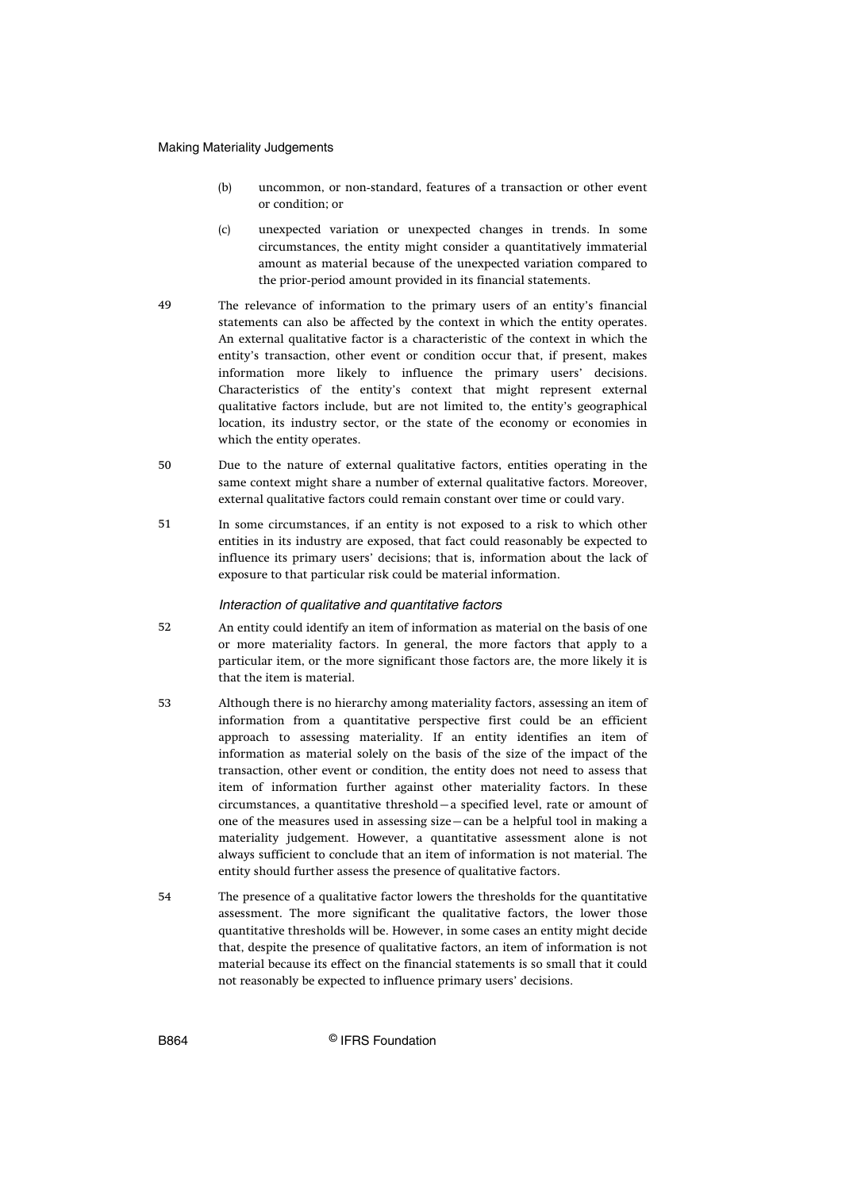(b) uncommon, or non-standard, features of a transaction or other event or condition; or

(c) unexpected variation or unexpected changes in trends. In some circumstances, the entity might consider a quantitatively immaterial amount as material because of the unexpected variation compared to the prior-period amount provided in its financial statements.

49 The relevance of information to the primary users of an entity's financial statements can also be affected by the context in which the entity operates. An external qualitative factor is a characteristic of the context in which the entity's transaction, other event or condition occur that, if present, makes information more likely to influence the primary users' decisions. Characteristics of the entity's context that might represent external qualitative factors include, but are not limited to, the entity's geographical location, its industry sector, or the state of the economy or economies in which the entity operates.

50 Due to the nature of external qualitative factors, entities operating in the same context might share a number of external qualitative factors. Moreover, external qualitative factors could remain constant over time or could vary.

51 In some circumstances, if an entity is not exposed to a risk to which other entities in its industry are exposed, that fact could reasonably be expected to influence its primary users' decisions; that is, information about the lack of exposure to that particular risk could be material information.

*Interaction of qualitative and quantitative factors*

52 An entity could identify an item of information as material on the basis of one or more materiality factors. In general, the more factors that apply to a particular item, or the more significant those factors are, the more likely it is that the item is material.

53 Although there is no hierarchy among materiality factors, assessing an item of information from a quantitative perspective first could be an efficient approach to assessing materiality. If an entity identifies an item of information as material solely on the basis of the size of the impact of the transaction, other event or condition, the entity does not need to assess that item of information further against other materiality factors. In these circumstances, a quantitative threshold—a specified level, rate or amount of one of the measures used in assessing size—can be a helpful tool in making a materiality judgement. However, a quantitative assessment alone is not always sufficient to conclude that an item of information is not material. The entity should further assess the presence of qualitative factors.

54 The presence of a qualitative factor lowers the thresholds for the quantitative assessment. The more significant the qualitative factors, the lower those quantitative thresholds will be. However, in some cases an entity might decide that, despite the presence of qualitative factors, an item of information is not material because its effect on the financial statements is so small that it could not reasonably be expected to influence primary users' decisions.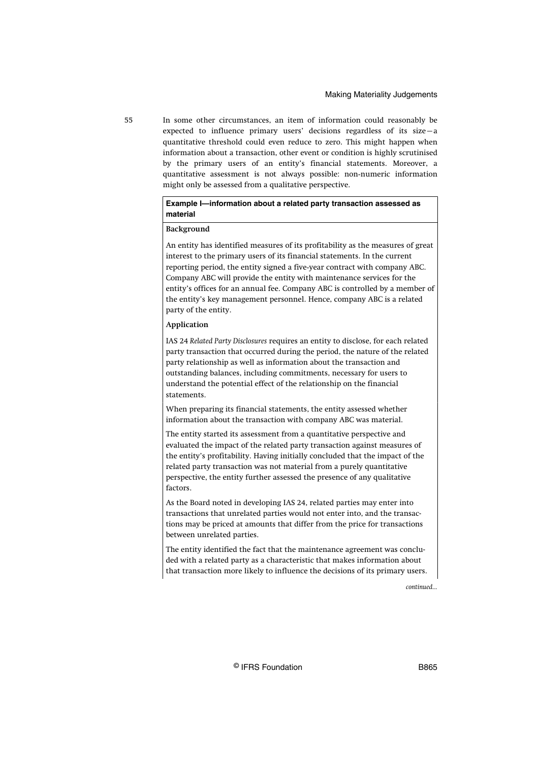55 In some other circumstances, an item of information could reasonably be expected to influence primary users' decisions regardless of its size—a quantitative threshold could even reduce to zero. This might happen when information about a transaction, other event or condition is highly scrutinised by the primary users of an entity's financial statements. Moreover, a quantitative assessment is not always possible: non-numeric information might only be assessed from a qualitative perspective.

**Example I—information about a related party transaction assessed as material**

**Background**

An entity has identified measures of its profitability as the measures of great interest to the primary users of its financial statements. In the current reporting period, the entity signed a five-year contract with company ABC. Company ABC will provide the entity with maintenance services for the entity's offices for an annual fee. Company ABC is controlled by a member of the entity's key management personnel. Hence, company ABC is a related party of the entity.

**Application**

IAS 24 *Related Party Disclosures* requires an entity to disclose, for each related party transaction that occurred during the period, the nature of the related party relationship as well as information about the transaction and outstanding balances, including commitments, necessary for users to understand the potential effect of the relationship on the financial statements.

When preparing its financial statements, the entity assessed whether information about the transaction with company ABC was material.

The entity started its assessment from a quantitative perspective and evaluated the impact of the related party transaction against measures of the entity's profitability. Having initially concluded that the impact of the related party transaction was not material from a purely quantitative perspective, the entity further assessed the presence of any qualitative factors.

As the Board noted in developing IAS 24, related parties may enter into transactions that unrelated parties would not enter into, and the transactions may be priced at amounts that differ from the price for transactions between unrelated parties.

The entity identified the fact that the maintenance agreement was concluded with a related party as a characteristic that makes information about that transaction more likely to influence the decisions of its primary users.

*continued...*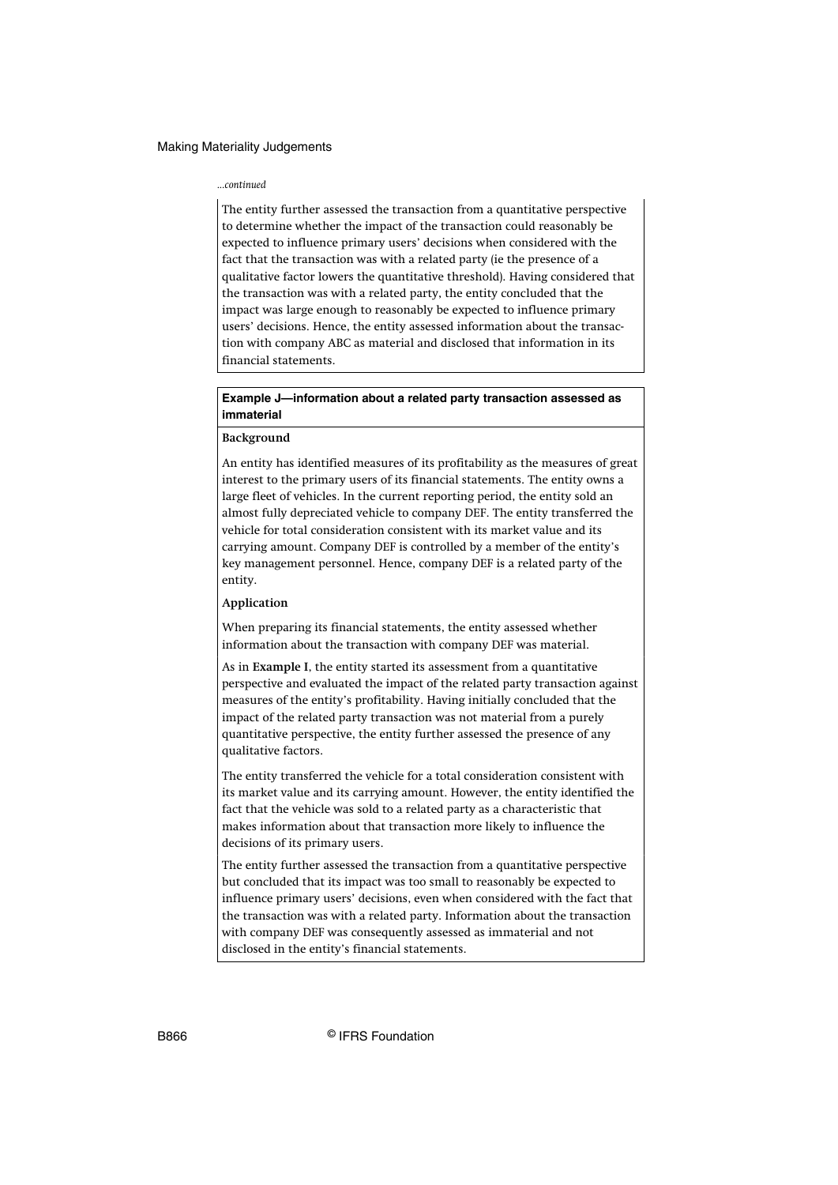*...continued*

The entity further assessed the transaction from a quantitative perspective to determine whether the impact of the transaction could reasonably be expected to influence primary users' decisions when considered with the fact that the transaction was with a related party (ie the presence of a qualitative factor lowers the quantitative threshold). Having considered that the transaction was with a related party, the entity concluded that the impact was large enough to reasonably be expected to influence primary users' decisions. Hence, the entity assessed information about the transaction with company ABC as material and disclosed that information in its financial statements.

**Example J—information about a related party transaction assessed as immaterial**

**Background**

An entity has identified measures of its profitability as the measures of great interest to the primary users of its financial statements. The entity owns a large fleet of vehicles. In the current reporting period, the entity sold an almost fully depreciated vehicle to company DEF. The entity transferred the vehicle for total consideration consistent with its market value and its carrying amount. Company DEF is controlled by a member of the entity's key management personnel. Hence, company DEF is a related party of the entity.

**Application**

When preparing its financial statements, the entity assessed whether information about the transaction with company DEF was material.

As in **Example I**, the entity started its assessment from a quantitative perspective and evaluated the impact of the related party transaction against measures of the entity's profitability. Having initially concluded that the impact of the related party transaction was not material from a purely quantitative perspective, the entity further assessed the presence of any qualitative factors.

The entity transferred the vehicle for a total consideration consistent with its market value and its carrying amount. However, the entity identified the fact that the vehicle was sold to a related party as a characteristic that makes information about that transaction more likely to influence the decisions of its primary users.

The entity further assessed the transaction from a quantitative perspective but concluded that its impact was too small to reasonably be expected to influence primary users' decisions, even when considered with the fact that the transaction was with a related party. Information about the transaction with company DEF was consequently assessed as immaterial and not disclosed in the entity's financial statements.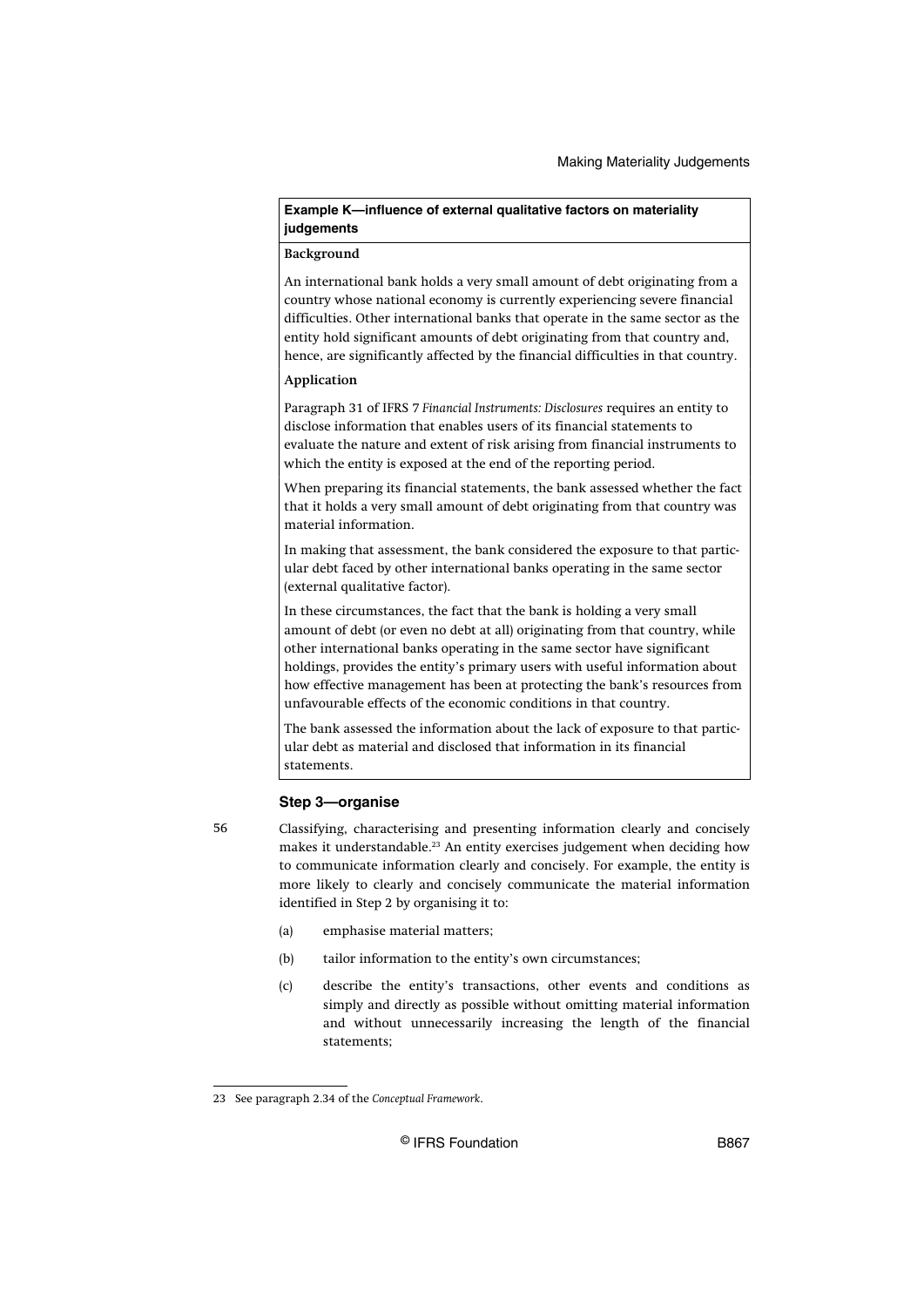**Example K—influence of external qualitative factors on materiality judgements**

**Background**

An international bank holds a very small amount of debt originating from a country whose national economy is currently experiencing severe financial difficulties. Other international banks that operate in the same sector as the entity hold significant amounts of debt originating from that country and, hence, are significantly affected by the financial difficulties in that country.

**Application**

Paragraph 31 of IFRS 7 *Financial Instruments: Disclosures* requires an entity to disclose information that enables users of its financial statements to evaluate the nature and extent of risk arising from financial instruments to which the entity is exposed at the end of the reporting period.

When preparing its financial statements, the bank assessed whether the fact that it holds a very small amount of debt originating from that country was material information.

In making that assessment, the bank considered the exposure to that particular debt faced by other international banks operating in the same sector (external qualitative factor).

In these circumstances, the fact that the bank is holding a very small amount of debt (or even no debt at all) originating from that country, while other international banks operating in the same sector have significant holdings, provides the entity's primary users with useful information about how effective management has been at protecting the bank's resources from unfavourable effects of the economic conditions in that country.

The bank assessed the information about the lack of exposure to that particular debt as material and disclosed that information in its financial statements.

### Step 3—organise

56 Classifying, characterising and presenting information clearly and concisely makes it understandable.[23] An entity exercises judgement when deciding how to communicate information clearly and concisely. For example, the entity is more likely to clearly and concisely communicate the material information identified in Step 2 by organising it to:

(a) emphasise material matters;

(b) tailor information to the entity's own circumstances;

(c) describe the entity's transactions, other events and conditions as simply and directly as possible without omitting material information and without unnecessarily increasing the length of the financial statements;

---

23 See paragraph 2.34 of the *Conceptual Framework*.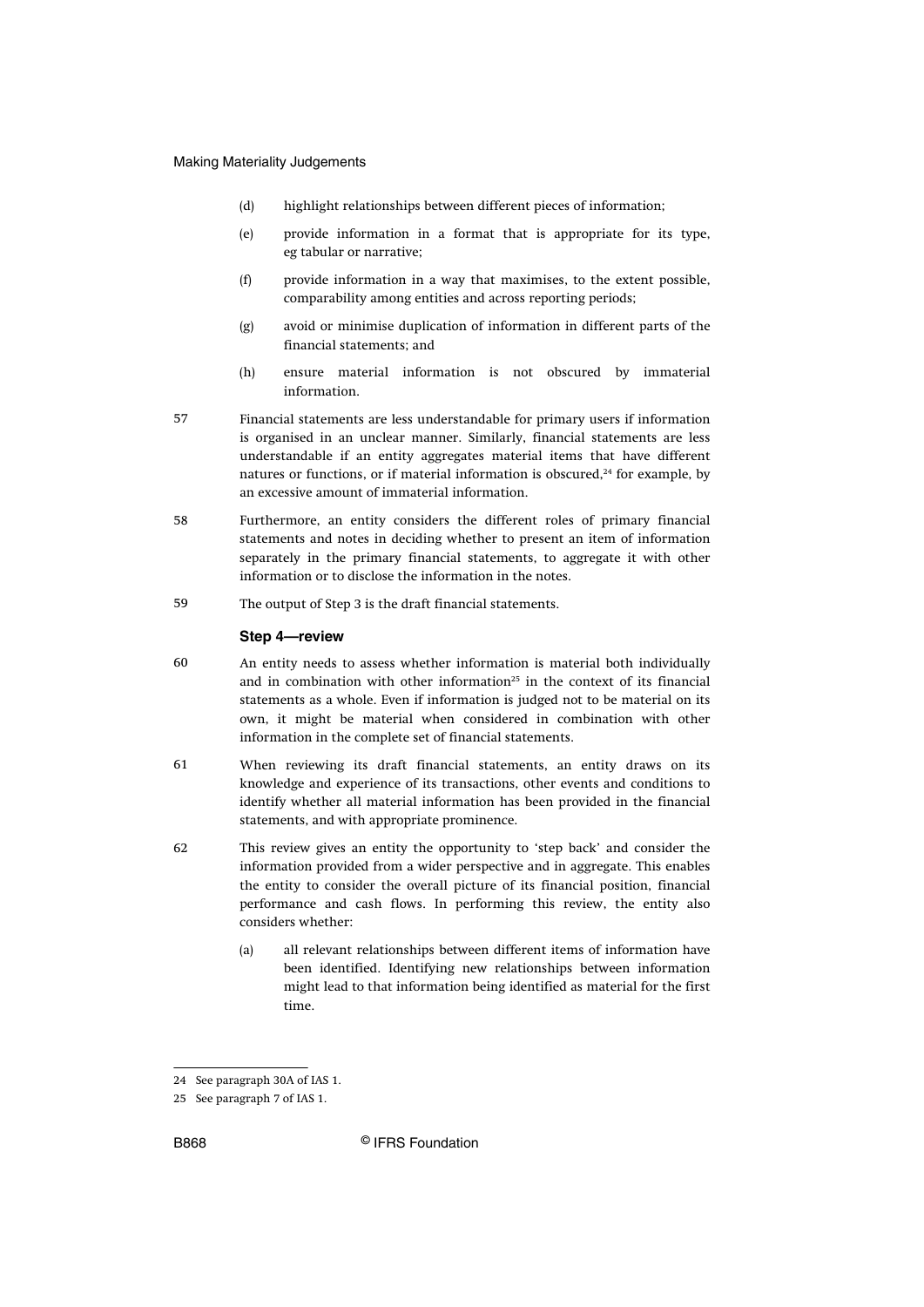(d) highlight relationships between different pieces of information;

(e) provide information in a format that is appropriate for its type, eg tabular or narrative;

(f) provide information in a way that maximises, to the extent possible, comparability among entities and across reporting periods;

(g) avoid or minimise duplication of information in different parts of the financial statements; and

(h) ensure material information is not obscured by immaterial information.

57 Financial statements are less understandable for primary users if information is organised in an unclear manner. Similarly, financial statements are less understandable if an entity aggregates material items that have different natures or functions, or if material information is obscured,[24] for example, by an excessive amount of immaterial information.

58 Furthermore, an entity considers the different roles of primary financial statements and notes in deciding whether to present an item of information separately in the primary financial statements, to aggregate it with other information or to disclose the information in the notes.

59 The output of Step 3 is the draft financial statements.

### Step 4—review

60 An entity needs to assess whether information is material both individually and in combination with other information[25] in the context of its financial statements as a whole. Even if information is judged not to be material on its own, it might be material when considered in combination with other information in the complete set of financial statements.

61 When reviewing its draft financial statements, an entity draws on its knowledge and experience of its transactions, other events and conditions to identify whether all material information has been provided in the financial statements, and with appropriate prominence.

62 This review gives an entity the opportunity to 'step back' and consider the information provided from a wider perspective and in aggregate. This enables the entity to consider the overall picture of its financial position, financial performance and cash flows. In performing this review, the entity also considers whether:

(a) all relevant relationships between different items of information have been identified. Identifying new relationships between information might lead to that information being identified as material for the first time.

---

24 See paragraph 30A of IAS 1.

25 See paragraph 7 of IAS 1.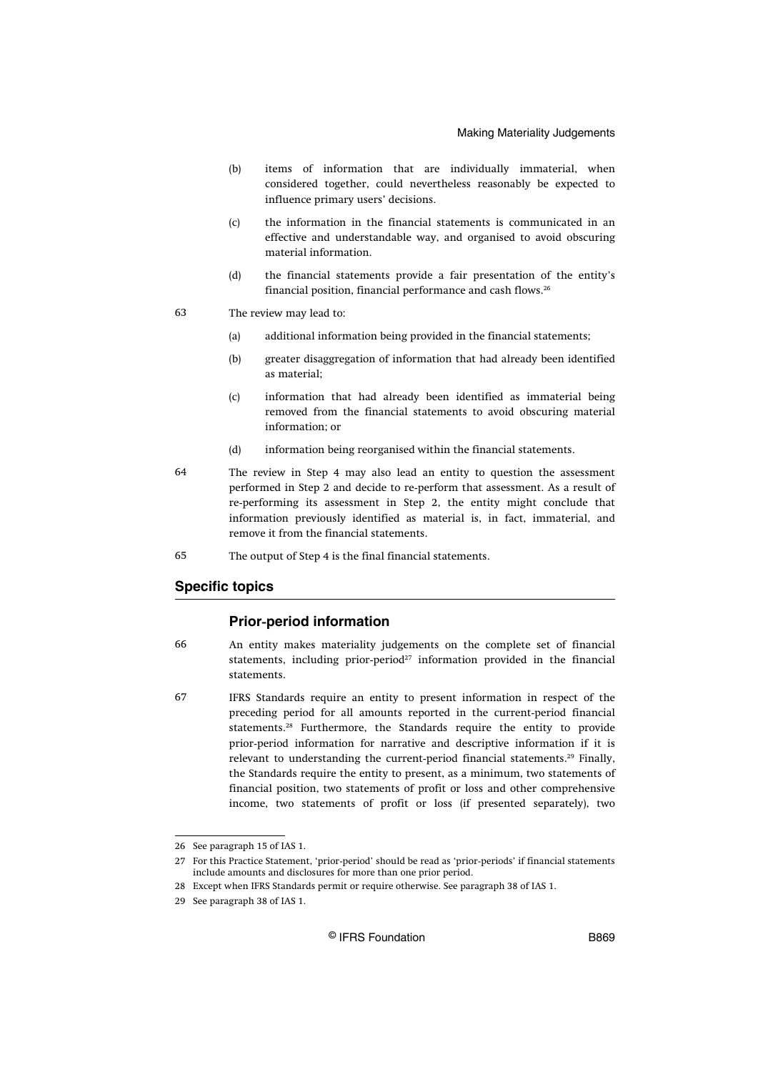(b) items of information that are individually immaterial, when considered together, could nevertheless reasonably be expected to influence primary users' decisions.

(c) the information in the financial statements is communicated in an effective and understandable way, and organised to avoid obscuring material information.

(d) the financial statements provide a fair presentation of the entity's financial position, financial performance and cash flows.[26]

63 The review may lead to:

(a) additional information being provided in the financial statements;

(b) greater disaggregation of information that had already been identified as material;

(c) information that had already been identified as immaterial being removed from the financial statements to avoid obscuring material information; or

(d) information being reorganised within the financial statements.

64 The review in Step 4 may also lead an entity to question the assessment performed in Step 2 and decide to re-perform that assessment. As a result of re-performing its assessment in Step 2, the entity might conclude that information previously identified as material is, in fact, immaterial, and remove it from the financial statements.

65 The output of Step 4 is the final financial statements.

## Specific topics

### Prior-period information

66 An entity makes materiality judgements on the complete set of financial statements, including prior-period[27] information provided in the financial statements.

67 IFRS Standards require an entity to present information in respect of the preceding period for all amounts reported in the current-period financial statements.[28] Furthermore, the Standards require the entity to provide prior-period information for narrative and descriptive information if it is relevant to understanding the current-period financial statements.[29] Finally, the Standards require the entity to present, as a minimum, two statements of financial position, two statements of profit or loss and other comprehensive income, two statements of profit or loss (if presented separately), two

---

26 See paragraph 15 of IAS 1.

27 For this Practice Statement, 'prior-period' should be read as 'prior-periods' if financial statements include amounts and disclosures for more than one prior period.

28 Except when IFRS Standards permit or require otherwise. See paragraph 38 of IAS 1.

29 See paragraph 38 of IAS 1.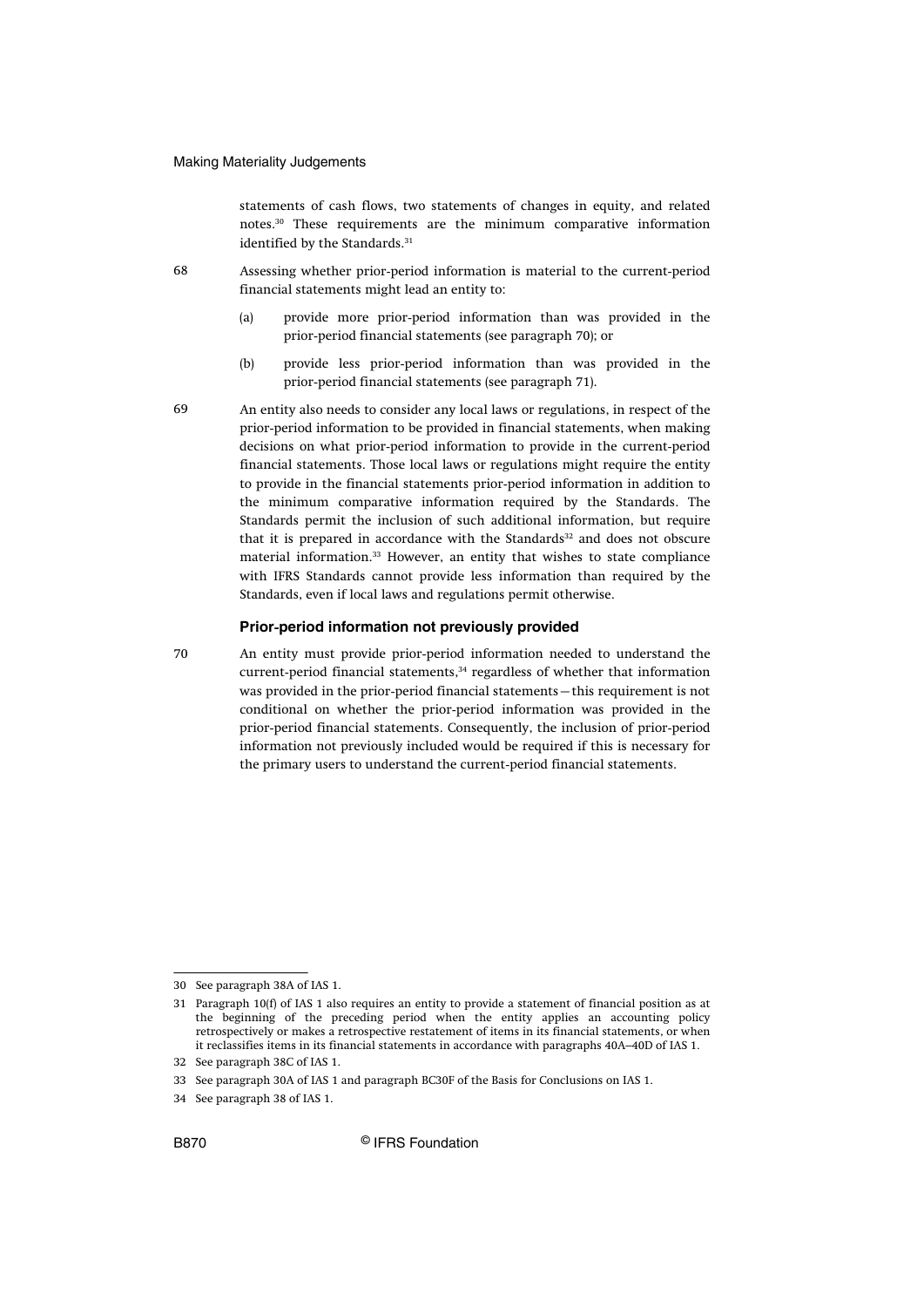statements of cash flows, two statements of changes in equity, and related notes.[30] These requirements are the minimum comparative information identified by the Standards.[31]

68 Assessing whether prior-period information is material to the current-period financial statements might lead an entity to:

(a) provide more prior-period information than was provided in the prior-period financial statements (see paragraph 70); or

(b) provide less prior-period information than was provided in the prior-period financial statements (see paragraph 71).

69 An entity also needs to consider any local laws or regulations, in respect of the prior-period information to be provided in financial statements, when making decisions on what prior-period information to provide in the current-period financial statements. Those local laws or regulations might require the entity to provide in the financial statements prior-period information in addition to the minimum comparative information required by the Standards. The Standards permit the inclusion of such additional information, but require that it is prepared in accordance with the Standards[32] and does not obscure material information.[33] However, an entity that wishes to state compliance with IFRS Standards cannot provide less information than required by the Standards, even if local laws and regulations permit otherwise.

### Prior-period information not previously provided

70 An entity must provide prior-period information needed to understand the current-period financial statements,[34] regardless of whether that information was provided in the prior-period financial statements—this requirement is not conditional on whether the prior-period information was provided in the prior-period financial statements. Consequently, the inclusion of prior-period information not previously included would be required if this is necessary for the primary users to understand the current-period financial statements.

---

30 See paragraph 38A of IAS 1.

31 Paragraph 10(f) of IAS 1 also requires an entity to provide a statement of financial position as at the beginning of the preceding period when the entity applies an accounting policy retrospectively or makes a retrospective restatement of items in its financial statements, or when it reclassifies items in its financial statements in accordance with paragraphs 40A–40D of IAS 1.

32 See paragraph 38C of IAS 1.

33 See paragraph 30A of IAS 1 and paragraph BC30F of the Basis for Conclusions on IAS 1.

34 See paragraph 38 of IAS 1.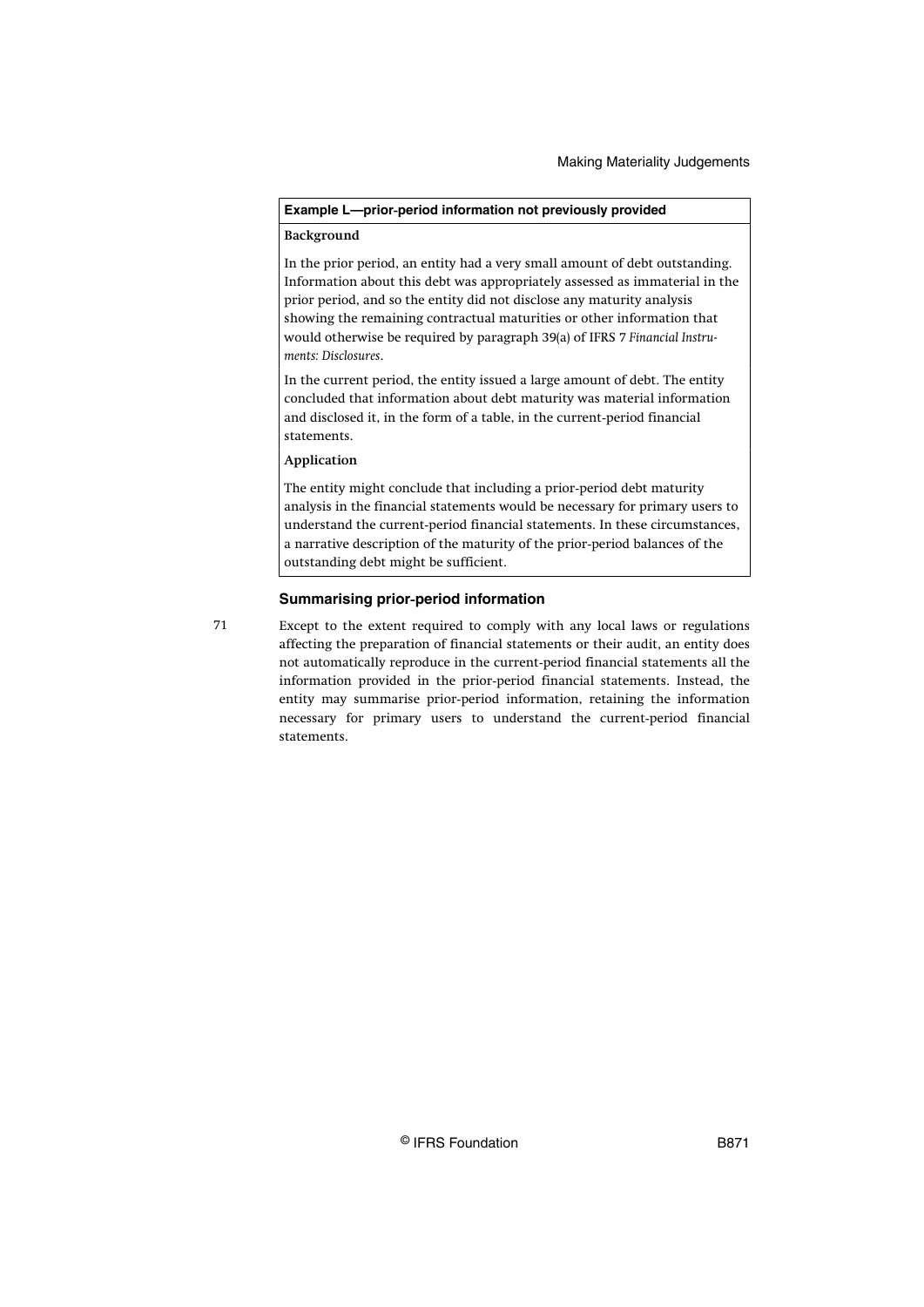**Example L—prior-period information not previously provided**

**Background**

In the prior period, an entity had a very small amount of debt outstanding. Information about this debt was appropriately assessed as immaterial in the prior period, and so the entity did not disclose any maturity analysis showing the remaining contractual maturities or other information that would otherwise be required by paragraph 39(a) of IFRS 7 *Financial Instruments: Disclosures*.

In the current period, the entity issued a large amount of debt. The entity concluded that information about debt maturity was material information and disclosed it, in the form of a table, in the current-period financial statements.

**Application**

The entity might conclude that including a prior-period debt maturity analysis in the financial statements would be necessary for primary users to understand the current-period financial statements. In these circumstances, a narrative description of the maturity of the prior-period balances of the outstanding debt might be sufficient.

### Summarising prior-period information

71 Except to the extent required to comply with any local laws or regulations affecting the preparation of financial statements or their audit, an entity does not automatically reproduce in the current-period financial statements all the information provided in the prior-period financial statements. Instead, the entity may summarise prior-period information, retaining the information necessary for primary users to understand the current-period financial statements.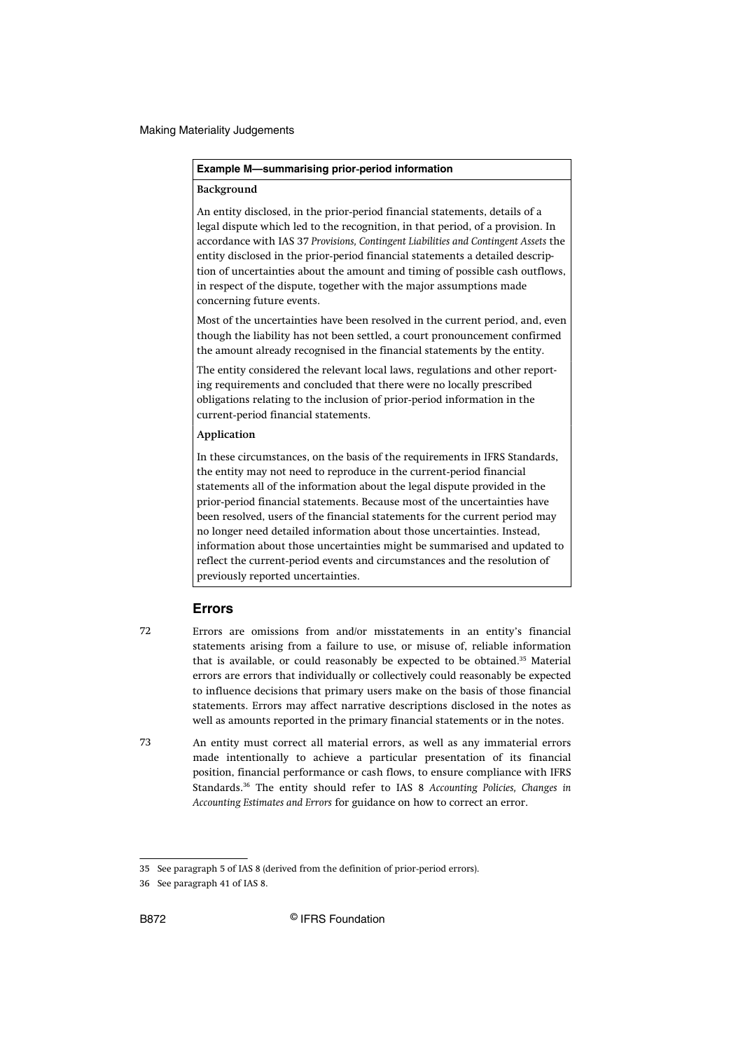**Example M—summarising prior-period information**

**Background**

An entity disclosed, in the prior-period financial statements, details of a legal dispute which led to the recognition, in that period, of a provision. In accordance with IAS 37 *Provisions, Contingent Liabilities and Contingent Assets* the entity disclosed in the prior-period financial statements a detailed description of uncertainties about the amount and timing of possible cash outflows, in respect of the dispute, together with the major assumptions made concerning future events.

Most of the uncertainties have been resolved in the current period, and, even though the liability has not been settled, a court pronouncement confirmed the amount already recognised in the financial statements by the entity.

The entity considered the relevant local laws, regulations and other reporting requirements and concluded that there were no locally prescribed obligations relating to the inclusion of prior-period information in the current-period financial statements.

**Application**

In these circumstances, on the basis of the requirements in IFRS Standards, the entity may not need to reproduce in the current-period financial statements all of the information about the legal dispute provided in the prior-period financial statements. Because most of the uncertainties have been resolved, users of the financial statements for the current period may no longer need detailed information about those uncertainties. Instead, information about those uncertainties might be summarised and updated to reflect the current-period events and circumstances and the resolution of previously reported uncertainties.

## Errors

72 Errors are omissions from and/or misstatements in an entity's financial statements arising from a failure to use, or misuse of, reliable information that is available, or could reasonably be expected to be obtained.[35] Material errors are errors that individually or collectively could reasonably be expected to influence decisions that primary users make on the basis of those financial statements. Errors may affect narrative descriptions disclosed in the notes as well as amounts reported in the primary financial statements or in the notes.

73 An entity must correct all material errors, as well as any immaterial errors made intentionally to achieve a particular presentation of its financial position, financial performance or cash flows, to ensure compliance with IFRS Standards.[36] The entity should refer to IAS 8 *Accounting Policies, Changes in Accounting Estimates and Errors* for guidance on how to correct an error.

---

35 See paragraph 5 of IAS 8 (derived from the definition of prior-period errors).

36 See paragraph 41 of IAS 8.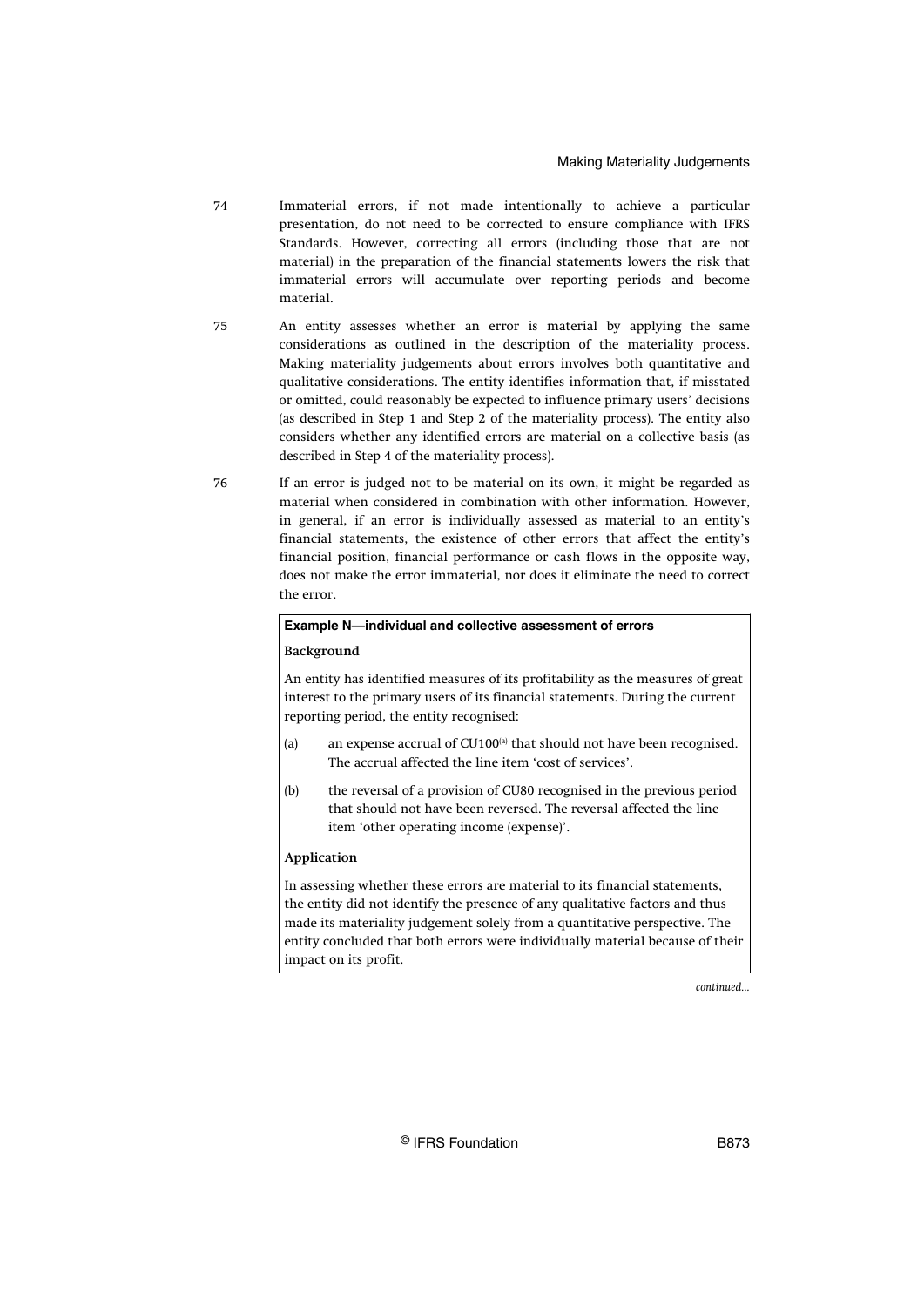74 Immaterial errors, if not made intentionally to achieve a particular presentation, do not need to be corrected to ensure compliance with IFRS Standards. However, correcting all errors (including those that are not material) in the preparation of the financial statements lowers the risk that immaterial errors will accumulate over reporting periods and become material.

75 An entity assesses whether an error is material by applying the same considerations as outlined in the description of the materiality process. Making materiality judgements about errors involves both quantitative and qualitative considerations. The entity identifies information that, if misstated or omitted, could reasonably be expected to influence primary users' decisions (as described in Step 1 and Step 2 of the materiality process). The entity also considers whether any identified errors are material on a collective basis (as described in Step 4 of the materiality process).

76 If an error is judged not to be material on its own, it might be regarded as material when considered in combination with other information. However, in general, if an error is individually assessed as material to an entity's financial statements, the existence of other errors that affect the entity's financial position, financial performance or cash flows in the opposite way, does not make the error immaterial, nor does it eliminate the need to correct the error.

**Example N—individual and collective assessment of errors**

**Background**

An entity has identified measures of its profitability as the measures of great interest to the primary users of its financial statements. During the current reporting period, the entity recognised:

(a) an expense accrual of CU100[a] that should not have been recognised. The accrual affected the line item 'cost of services'.

(b) the reversal of a provision of CU80 recognised in the previous period that should not have been reversed. The reversal affected the line item 'other operating income (expense)'.

**Application**

In assessing whether these errors are material to its financial statements, the entity did not identify the presence of any qualitative factors and thus made its materiality judgement solely from a quantitative perspective. The entity concluded that both errors were individually material because of their impact on its profit.

*continued...*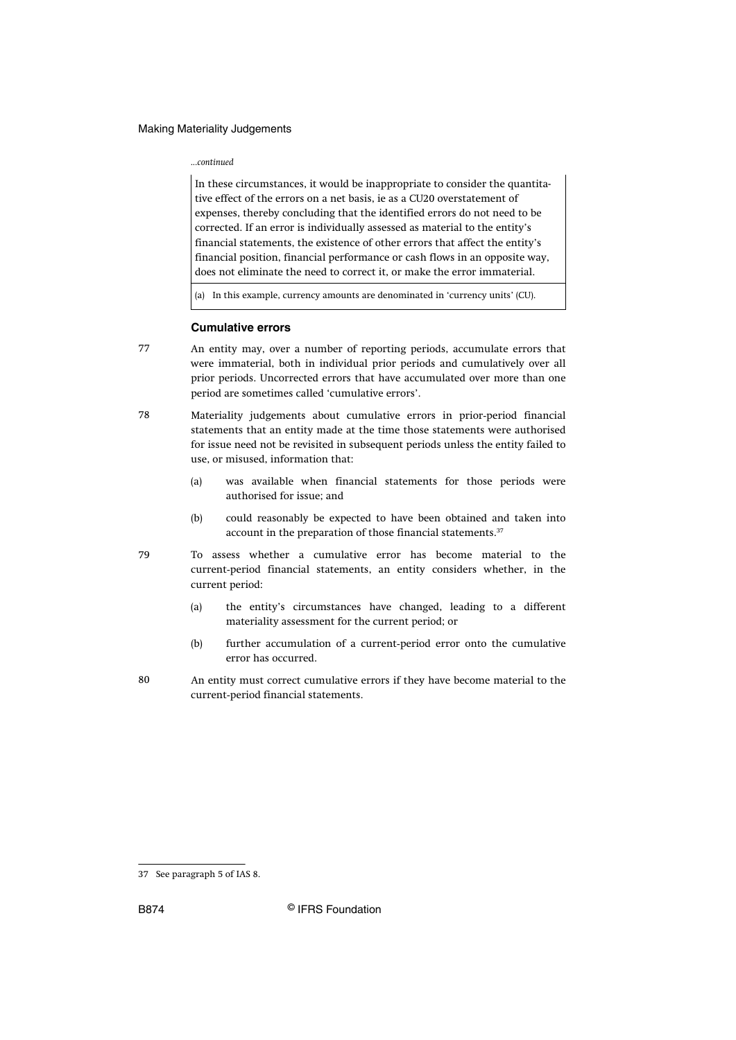*...continued*

In these circumstances, it would be inappropriate to consider the quantitative effect of the errors on a net basis, ie as a CU20 overstatement of expenses, thereby concluding that the identified errors do not need to be corrected. If an error is individually assessed as material to the entity's financial statements, the existence of other errors that affect the entity's financial position, financial performance or cash flows in an opposite way, does not eliminate the need to correct it, or make the error immaterial.

(a) In this example, currency amounts are denominated in 'currency units' (CU).

### Cumulative errors

77 An entity may, over a number of reporting periods, accumulate errors that were immaterial, both in individual prior periods and cumulatively over all prior periods. Uncorrected errors that have accumulated over more than one period are sometimes called 'cumulative errors'.

78 Materiality judgements about cumulative errors in prior-period financial statements that an entity made at the time those statements were authorised for issue need not be revisited in subsequent periods unless the entity failed to use, or misused, information that:

(a) was available when financial statements for those periods were authorised for issue; and

(b) could reasonably be expected to have been obtained and taken into account in the preparation of those financial statements.[37]

79 To assess whether a cumulative error has become material to the current-period financial statements, an entity considers whether, in the current period:

(a) the entity's circumstances have changed, leading to a different materiality assessment for the current period; or

(b) further accumulation of a current-period error onto the cumulative error has occurred.

80 An entity must correct cumulative errors if they have become material to the current-period financial statements.

---

37 See paragraph 5 of IAS 8.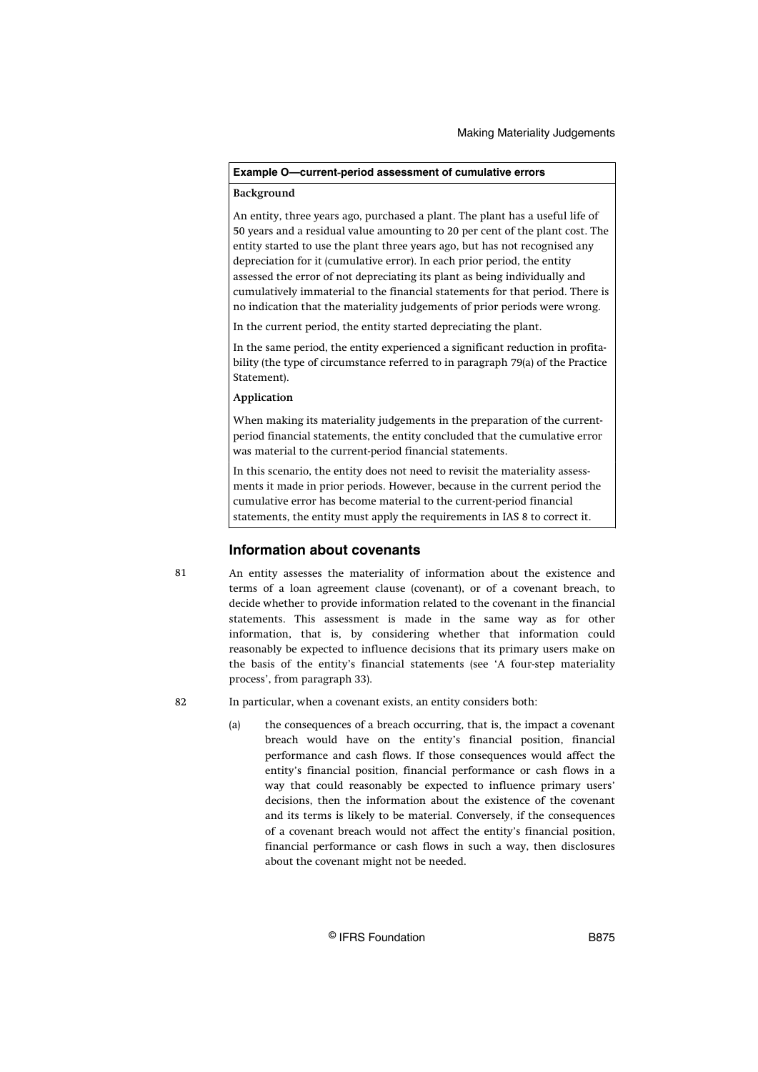**Example O—current-period assessment of cumulative errors**

**Background**

An entity, three years ago, purchased a plant. The plant has a useful life of 50 years and a residual value amounting to 20 per cent of the plant cost. The entity started to use the plant three years ago, but has not recognised any depreciation for it (cumulative error). In each prior period, the entity assessed the error of not depreciating its plant as being individually and cumulatively immaterial to the financial statements for that period. There is no indication that the materiality judgements of prior periods were wrong.

In the current period, the entity started depreciating the plant.

In the same period, the entity experienced a significant reduction in profitability (the type of circumstance referred to in paragraph 79(a) of the Practice Statement).

**Application**

When making its materiality judgements in the preparation of the current-period financial statements, the entity concluded that the cumulative error was material to the current-period financial statements.

In this scenario, the entity does not need to revisit the materiality assessments it made in prior periods. However, because in the current period the cumulative error has become material to the current-period financial statements, the entity must apply the requirements in IAS 8 to correct it.

## Information about covenants

81 An entity assesses the materiality of information about the existence and terms of a loan agreement clause (covenant), or of a covenant breach, to decide whether to provide information related to the covenant in the financial statements. This assessment is made in the same way as for other information, that is, by considering whether that information could reasonably be expected to influence decisions that its primary users make on the basis of the entity's financial statements (see 'A four-step materiality process', from paragraph 33).

82 In particular, when a covenant exists, an entity considers both:

(a) the consequences of a breach occurring, that is, the impact a covenant breach would have on the entity's financial position, financial performance and cash flows. If those consequences would affect the entity's financial position, financial performance or cash flows in a way that could reasonably be expected to influence primary users' decisions, then the information about the existence of the covenant and its terms is likely to be material. Conversely, if the consequences of a covenant breach would not affect the entity's financial position, financial performance or cash flows in such a way, then disclosures about the covenant might not be needed.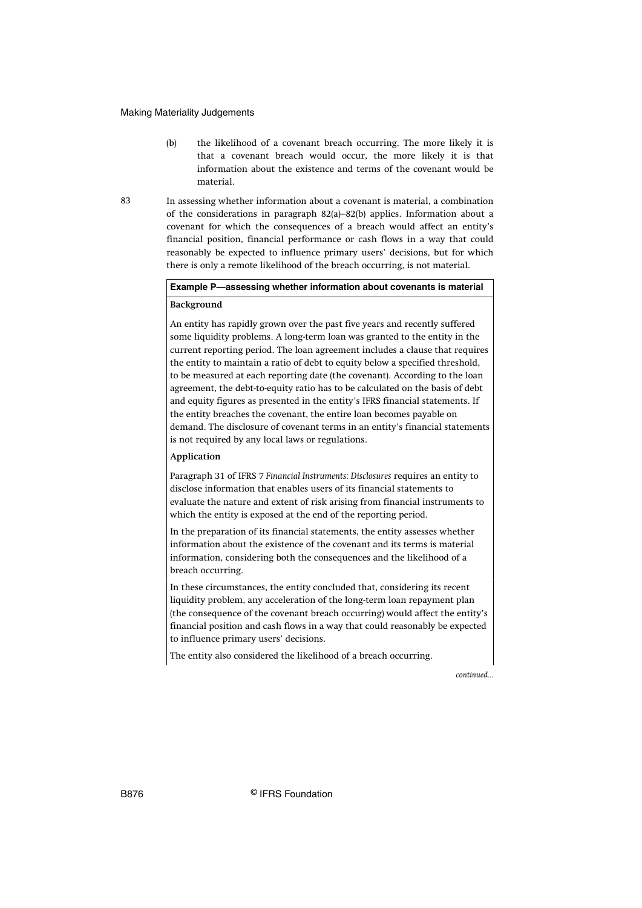(b) the likelihood of a covenant breach occurring. The more likely it is that a covenant breach would occur, the more likely it is that information about the existence and terms of the covenant would be material.

83 In assessing whether information about a covenant is material, a combination of the considerations in paragraph 82(a)–82(b) applies. Information about a covenant for which the consequences of a breach would affect an entity's financial position, financial performance or cash flows in a way that could reasonably be expected to influence primary users' decisions, but for which there is only a remote likelihood of the breach occurring, is not material.

**Example P—assessing whether information about covenants is material**

**Background**

An entity has rapidly grown over the past five years and recently suffered some liquidity problems. A long-term loan was granted to the entity in the current reporting period. The loan agreement includes a clause that requires the entity to maintain a ratio of debt to equity below a specified threshold, to be measured at each reporting date (the covenant). According to the loan agreement, the debt-to-equity ratio has to be calculated on the basis of debt and equity figures as presented in the entity's IFRS financial statements. If the entity breaches the covenant, the entire loan becomes payable on demand. The disclosure of covenant terms in an entity's financial statements is not required by any local laws or regulations.

**Application**

Paragraph 31 of IFRS 7 *Financial Instruments: Disclosures* requires an entity to disclose information that enables users of its financial statements to evaluate the nature and extent of risk arising from financial instruments to which the entity is exposed at the end of the reporting period.

In the preparation of its financial statements, the entity assesses whether information about the existence of the covenant and its terms is material information, considering both the consequences and the likelihood of a breach occurring.

In these circumstances, the entity concluded that, considering its recent liquidity problem, any acceleration of the long-term loan repayment plan (the consequence of the covenant breach occurring) would affect the entity's financial position and cash flows in a way that could reasonably be expected to influence primary users' decisions.

The entity also considered the likelihood of a breach occurring.

*continued...*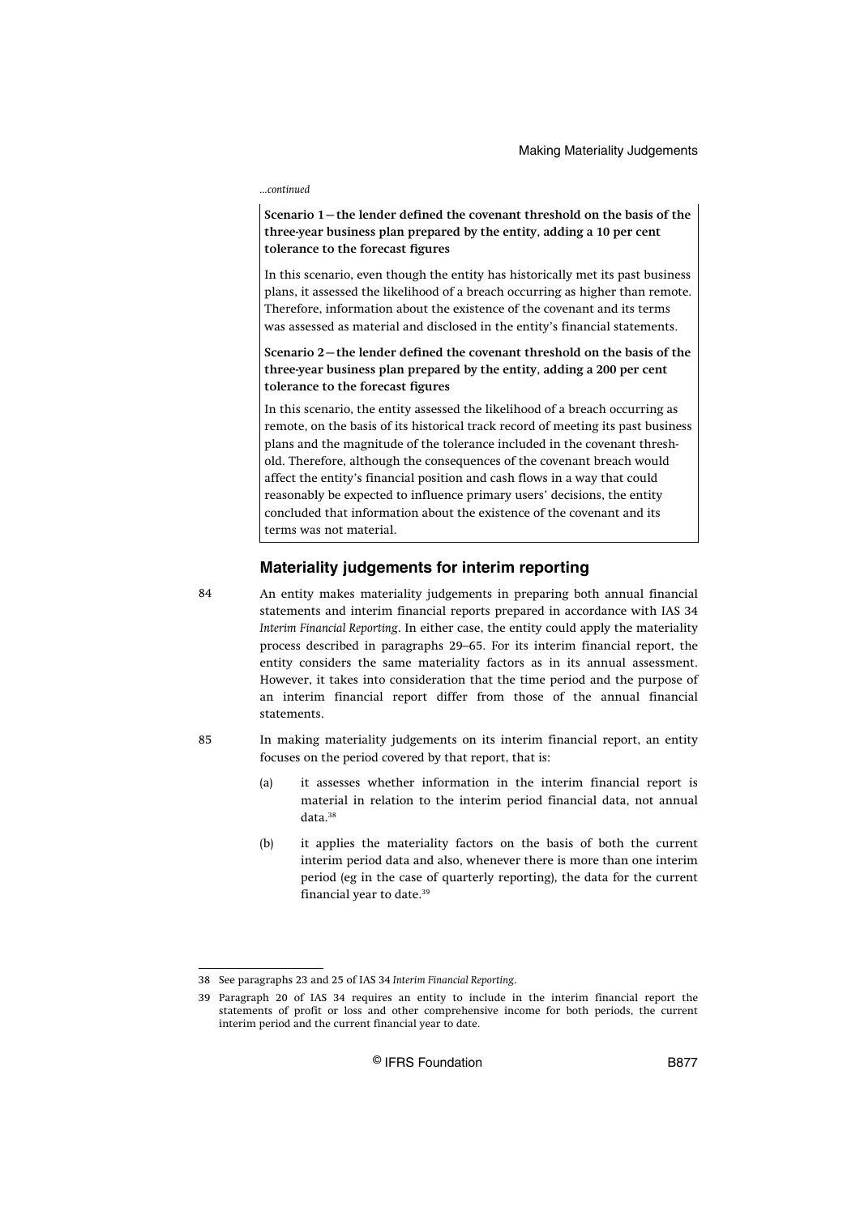*...continued*

**Scenario 1—the lender defined the covenant threshold on the basis of the three-year business plan prepared by the entity, adding a 10 per cent tolerance to the forecast figures**

In this scenario, even though the entity has historically met its past business plans, it assessed the likelihood of a breach occurring as higher than remote. Therefore, information about the existence of the covenant and its terms was assessed as material and disclosed in the entity's financial statements.

**Scenario 2—the lender defined the covenant threshold on the basis of the three-year business plan prepared by the entity, adding a 200 per cent tolerance to the forecast figures**

In this scenario, the entity assessed the likelihood of a breach occurring as remote, on the basis of its historical track record of meeting its past business plans and the magnitude of the tolerance included in the covenant threshold. Therefore, although the consequences of the covenant breach would affect the entity's financial position and cash flows in a way that could reasonably be expected to influence primary users' decisions, the entity concluded that information about the existence of the covenant and its terms was not material.

## Materiality judgements for interim reporting

84 An entity makes materiality judgements in preparing both annual financial statements and interim financial reports prepared in accordance with IAS 34 *Interim Financial Reporting*. In either case, the entity could apply the materiality process described in paragraphs 29–65. For its interim financial report, the entity considers the same materiality factors as in its annual assessment. However, it takes into consideration that the time period and the purpose of an interim financial report differ from those of the annual financial statements.

85 In making materiality judgements on its interim financial report, an entity focuses on the period covered by that report, that is:

(a) it assesses whether information in the interim financial report is material in relation to the interim period financial data, not annual data.[38]

(b) it applies the materiality factors on the basis of both the current interim period data and also, whenever there is more than one interim period (eg in the case of quarterly reporting), the data for the current financial year to date.[39]

---

38 See paragraphs 23 and 25 of IAS 34 *Interim Financial Reporting*.

39 Paragraph 20 of IAS 34 requires an entity to include in the interim financial report the statements of profit or loss and other comprehensive income for both periods, the current interim period and the current financial year to date.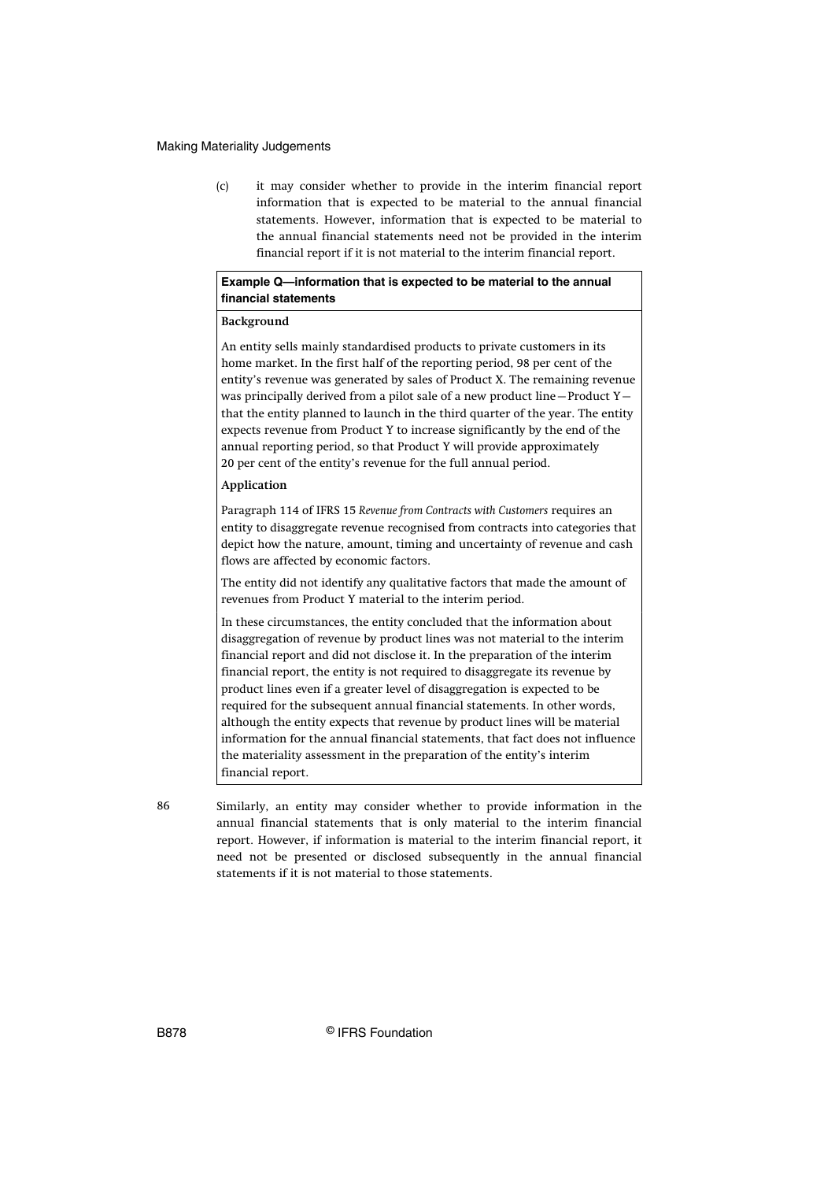(c) it may consider whether to provide in the interim financial report information that is expected to be material to the annual financial statements. However, information that is expected to be material to the annual financial statements need not be provided in the interim financial report if it is not material to the interim financial report.

> **Example Q—information that is expected to be material to the annual financial statements**
>
> **Background**
>
> An entity sells mainly standardised products to private customers in its home market. In the first half of the reporting period, 98 per cent of the entity's revenue was generated by sales of Product X. The remaining revenue was principally derived from a pilot sale of a new product line—Product Y—that the entity planned to launch in the third quarter of the year. The entity expects revenue from Product Y to increase significantly by the end of the annual reporting period, so that Product Y will provide approximately 20 per cent of the entity's revenue for the full annual period.
>
> **Application**
>
> Paragraph 114 of IFRS 15 *Revenue from Contracts with Customers* requires an entity to disaggregate revenue recognised from contracts into categories that depict how the nature, amount, timing and uncertainty of revenue and cash flows are affected by economic factors.
>
> The entity did not identify any qualitative factors that made the amount of revenues from Product Y material to the interim period.
>
> In these circumstances, the entity concluded that the information about disaggregation of revenue by product lines was not material to the interim financial report and did not disclose it. In the preparation of the interim financial report, the entity is not required to disaggregate its revenue by product lines even if a greater level of disaggregation is expected to be required for the subsequent annual financial statements. In other words, although the entity expects that revenue by product lines will be material information for the annual financial statements, that fact does not influence the materiality assessment in the preparation of the entity's interim financial report.

86 Similarly, an entity may consider whether to provide information in the annual financial statements that is only material to the interim financial report. However, if information is material to the interim financial report, it need not be presented or disclosed subsequently in the annual financial statements if it is not material to those statements.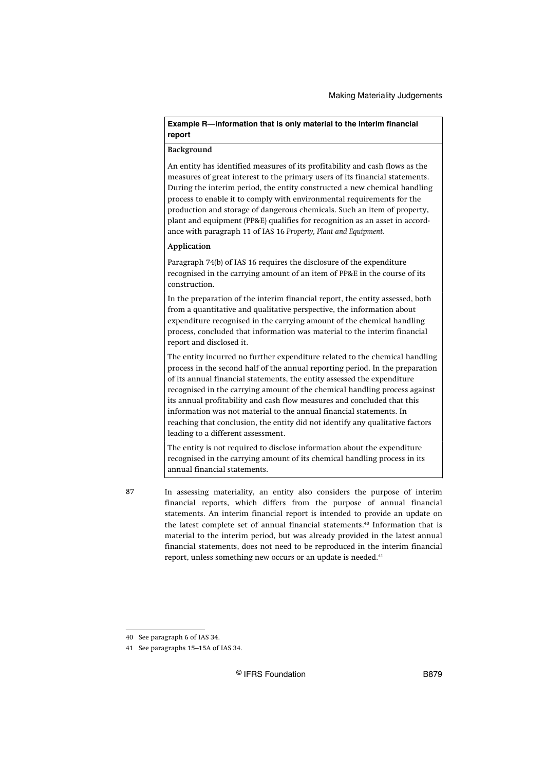**Example R—information that is only material to the interim financial report**

**Background**

An entity has identified measures of its profitability and cash flows as the measures of great interest to the primary users of its financial statements. During the interim period, the entity constructed a new chemical handling process to enable it to comply with environmental requirements for the production and storage of dangerous chemicals. Such an item of property, plant and equipment (PP&E) qualifies for recognition as an asset in accordance with paragraph 11 of IAS 16 *Property, Plant and Equipment*.

**Application**

Paragraph 74(b) of IAS 16 requires the disclosure of the expenditure recognised in the carrying amount of an item of PP&E in the course of its construction.

In the preparation of the interim financial report, the entity assessed, both from a quantitative and qualitative perspective, the information about expenditure recognised in the carrying amount of the chemical handling process, concluded that information was material to the interim financial report and disclosed it.

The entity incurred no further expenditure related to the chemical handling process in the second half of the annual reporting period. In the preparation of its annual financial statements, the entity assessed the expenditure recognised in the carrying amount of the chemical handling process against its annual profitability and cash flow measures and concluded that this information was not material to the annual financial statements. In reaching that conclusion, the entity did not identify any qualitative factors leading to a different assessment.

The entity is not required to disclose information about the expenditure recognised in the carrying amount of its chemical handling process in its annual financial statements.

87 In assessing materiality, an entity also considers the purpose of interim financial reports, which differs from the purpose of annual financial statements. An interim financial report is intended to provide an update on the latest complete set of annual financial statements.[40] Information that is material to the interim period, but was already provided in the latest annual financial statements, does not need to be reproduced in the interim financial report, unless something new occurs or an update is needed.[41]

---

40 See paragraph 6 of IAS 34.

41 See paragraphs 15–15A of IAS 34.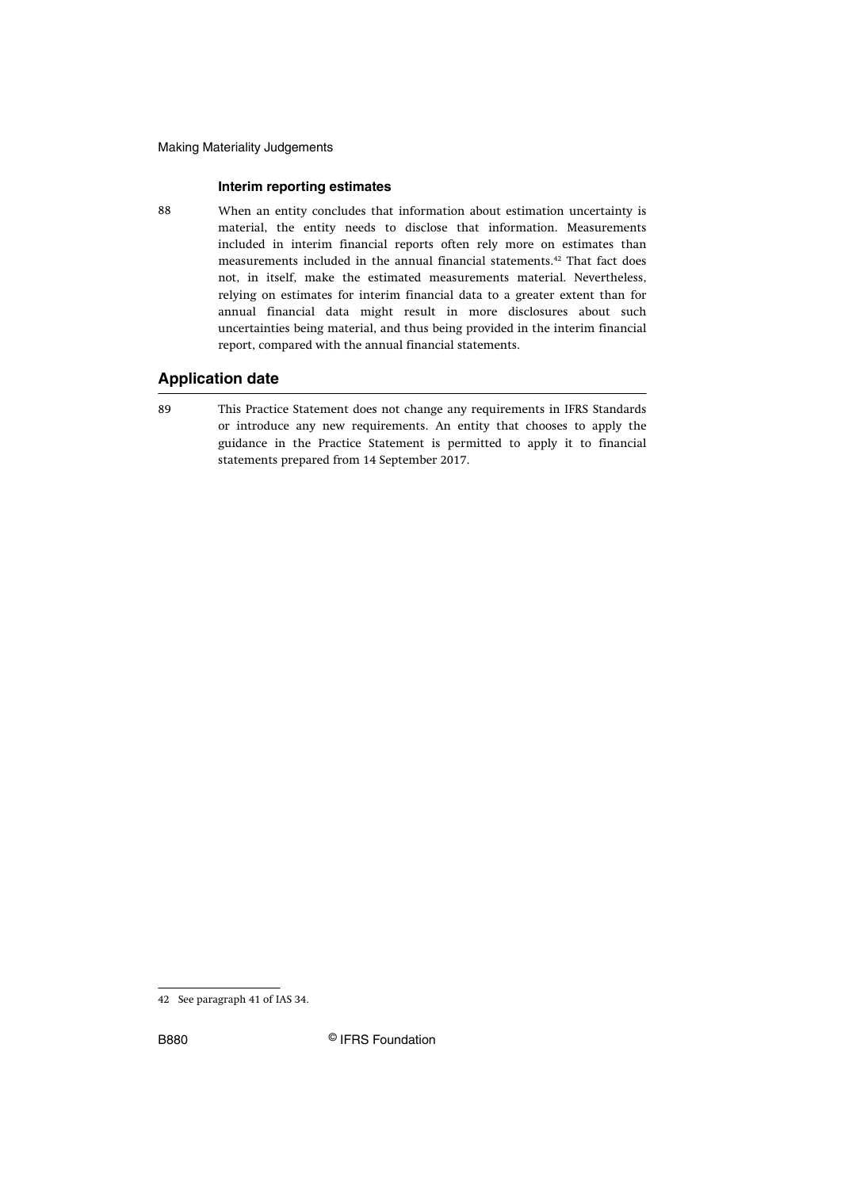### Interim reporting estimates

88 When an entity concludes that information about estimation uncertainty is material, the entity needs to disclose that information. Measurements included in interim financial reports often rely more on estimates than measurements included in the annual financial statements.[42] That fact does not, in itself, make the estimated measurements material. Nevertheless, relying on estimates for interim financial data to a greater extent than for annual financial data might result in more disclosures about such uncertainties being material, and thus being provided in the interim financial report, compared with the annual financial statements.

## Application date

89 This Practice Statement does not change any requirements in IFRS Standards or introduce any new requirements. An entity that chooses to apply the guidance in the Practice Statement is permitted to apply it to financial statements prepared from 14 September 2017.

---

42 See paragraph 41 of IAS 34.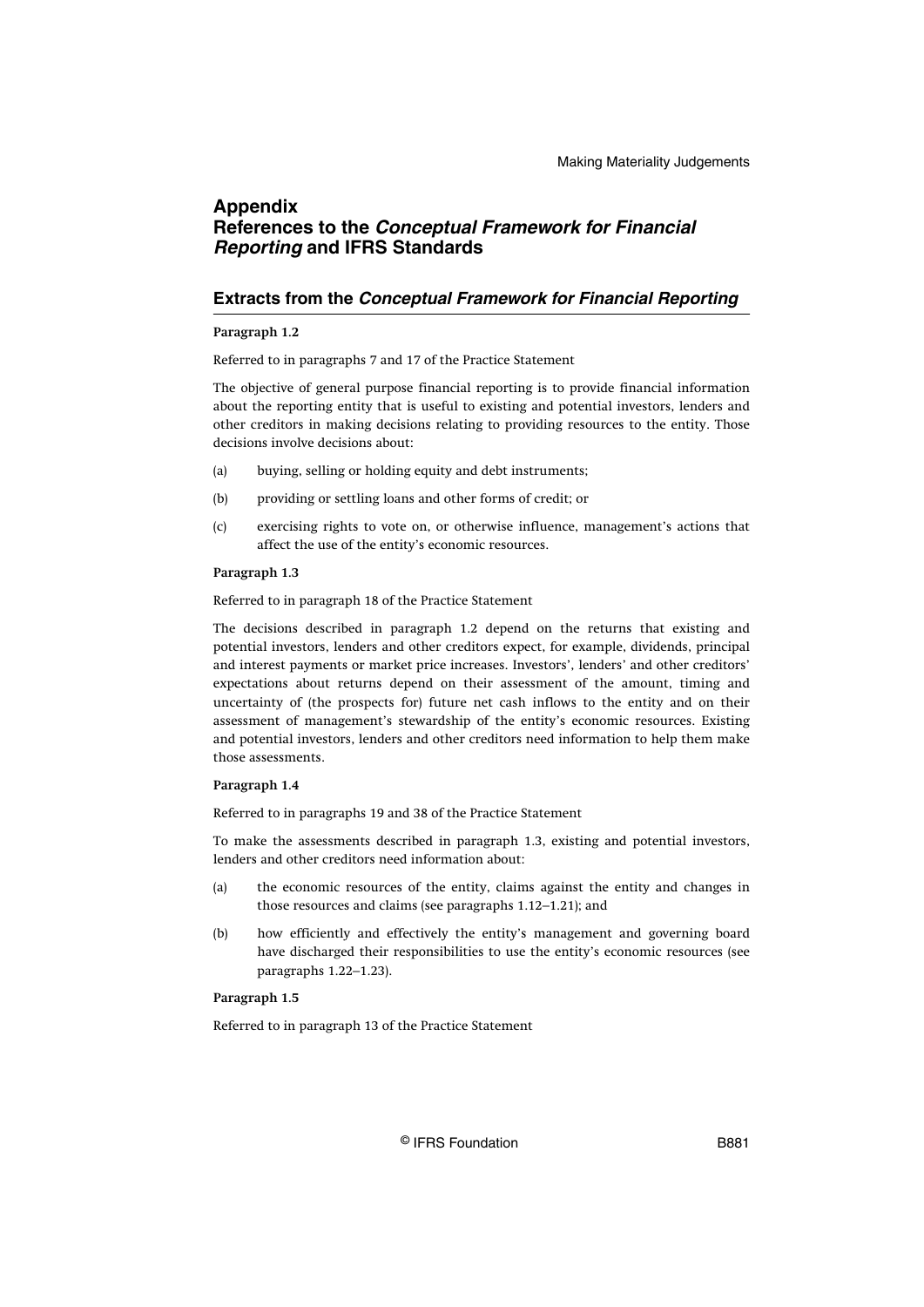# Appendix
# References to the *Conceptual Framework for Financial Reporting* and IFRS Standards

## Extracts from the *Conceptual Framework for Financial Reporting*

**Paragraph 1.2**

Referred to in paragraphs 7 and 17 of the Practice Statement

The objective of general purpose financial reporting is to provide financial information about the reporting entity that is useful to existing and potential investors, lenders and other creditors in making decisions relating to providing resources to the entity. Those decisions involve decisions about:

(a) buying, selling or holding equity and debt instruments;

(b) providing or settling loans and other forms of credit; or

(c) exercising rights to vote on, or otherwise influence, management's actions that affect the use of the entity's economic resources.

**Paragraph 1.3**

Referred to in paragraph 18 of the Practice Statement

The decisions described in paragraph 1.2 depend on the returns that existing and potential investors, lenders and other creditors expect, for example, dividends, principal and interest payments or market price increases. Investors', lenders' and other creditors' expectations about returns depend on their assessment of the amount, timing and uncertainty of (the prospects for) future net cash inflows to the entity and on their assessment of management's stewardship of the entity's economic resources. Existing and potential investors, lenders and other creditors need information to help them make those assessments.

**Paragraph 1.4**

Referred to in paragraphs 19 and 38 of the Practice Statement

To make the assessments described in paragraph 1.3, existing and potential investors, lenders and other creditors need information about:

(a) the economic resources of the entity, claims against the entity and changes in those resources and claims (see paragraphs 1.12–1.21); and

(b) how efficiently and effectively the entity's management and governing board have discharged their responsibilities to use the entity's economic resources (see paragraphs 1.22–1.23).

**Paragraph 1.5**

Referred to in paragraph 13 of the Practice Statement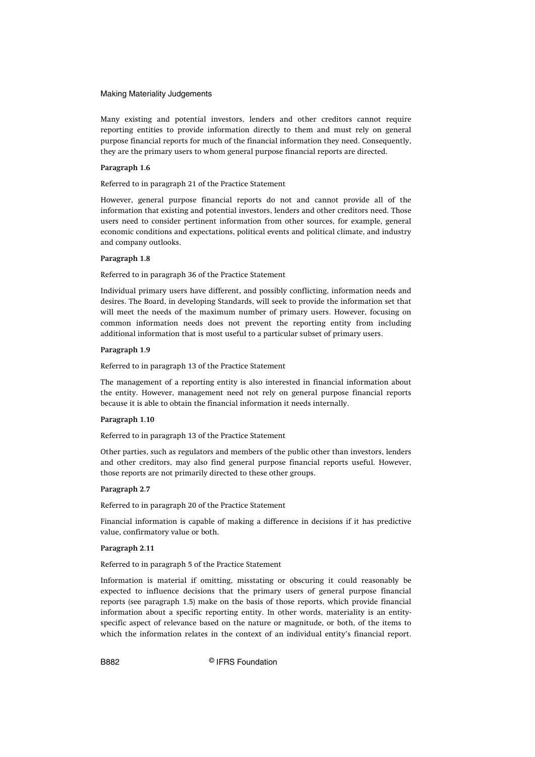Many existing and potential investors, lenders and other creditors cannot require reporting entities to provide information directly to them and must rely on general purpose financial reports for much of the financial information they need. Consequently, they are the primary users to whom general purpose financial reports are directed.

**Paragraph 1.6**

Referred to in paragraph 21 of the Practice Statement

However, general purpose financial reports do not and cannot provide all of the information that existing and potential investors, lenders and other creditors need. Those users need to consider pertinent information from other sources, for example, general economic conditions and expectations, political events and political climate, and industry and company outlooks.

**Paragraph 1.8**

Referred to in paragraph 36 of the Practice Statement

Individual primary users have different, and possibly conflicting, information needs and desires. The Board, in developing Standards, will seek to provide the information set that will meet the needs of the maximum number of primary users. However, focusing on common information needs does not prevent the reporting entity from including additional information that is most useful to a particular subset of primary users.

**Paragraph 1.9**

Referred to in paragraph 13 of the Practice Statement

The management of a reporting entity is also interested in financial information about the entity. However, management need not rely on general purpose financial reports because it is able to obtain the financial information it needs internally.

**Paragraph 1.10**

Referred to in paragraph 13 of the Practice Statement

Other parties, such as regulators and members of the public other than investors, lenders and other creditors, may also find general purpose financial reports useful. However, those reports are not primarily directed to these other groups.

**Paragraph 2.7**

Referred to in paragraph 20 of the Practice Statement

Financial information is capable of making a difference in decisions if it has predictive value, confirmatory value or both.

**Paragraph 2.11**

Referred to in paragraph 5 of the Practice Statement

Information is material if omitting, misstating or obscuring it could reasonably be expected to influence decisions that the primary users of general purpose financial reports (see paragraph 1.5) make on the basis of those reports, which provide financial information about a specific reporting entity. In other words, materiality is an entity-specific aspect of relevance based on the nature or magnitude, or both, of the items to which the information relates in the context of an individual entity's financial report.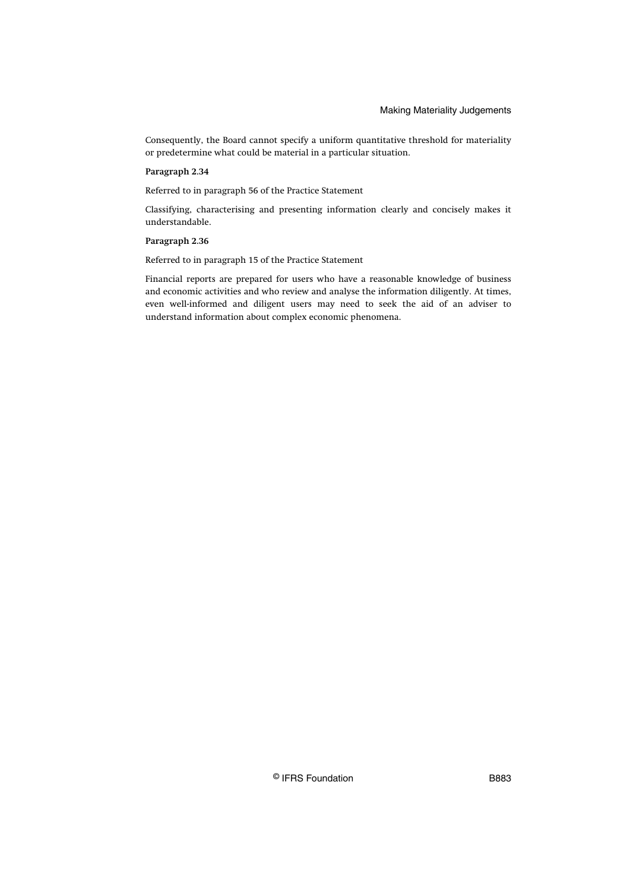Consequently, the Board cannot specify a uniform quantitative threshold for materiality or predetermine what could be material in a particular situation.

**Paragraph 2.34**

Referred to in paragraph 56 of the Practice Statement

Classifying, characterising and presenting information clearly and concisely makes it understandable.

**Paragraph 2.36**

Referred to in paragraph 15 of the Practice Statement

Financial reports are prepared for users who have a reasonable knowledge of business and economic activities and who review and analyse the information diligently. At times, even well-informed and diligent users may need to seek the aid of an adviser to understand information about complex economic phenomena.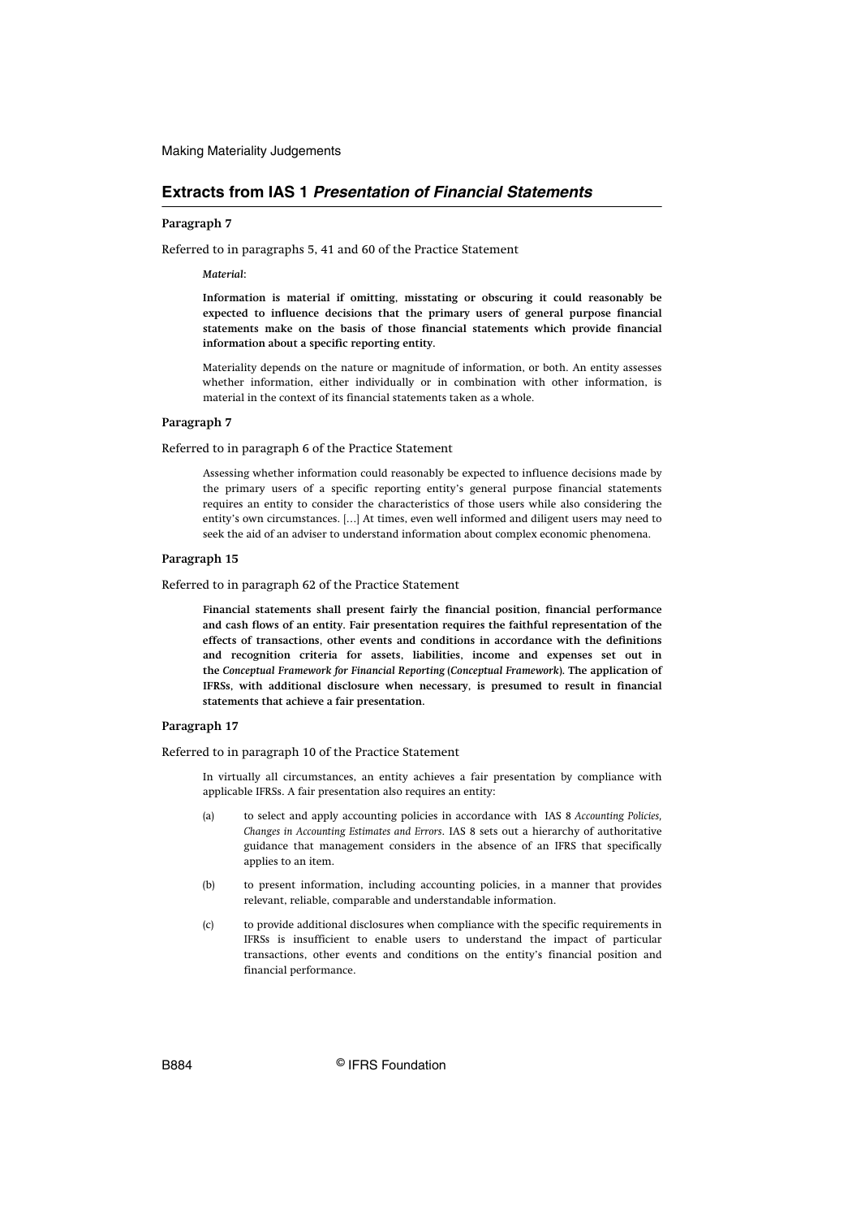## Extracts from IAS 1 *Presentation of Financial Statements*

### Paragraph 7

Referred to in paragraphs 5, 41 and 60 of the Practice Statement

> *Material*:
>
> **Information is material if omitting, misstating or obscuring it could reasonably be expected to influence decisions that the primary users of general purpose financial statements make on the basis of those financial statements which provide financial information about a specific reporting entity.**
>
> Materiality depends on the nature or magnitude of information, or both. An entity assesses whether information, either individually or in combination with other information, is material in the context of its financial statements taken as a whole.

### Paragraph 7

Referred to in paragraph 6 of the Practice Statement

> Assessing whether information could reasonably be expected to influence decisions made by the primary users of a specific reporting entity's general purpose financial statements requires an entity to consider the characteristics of those users while also considering the entity's own circumstances. [...] At times, even well informed and diligent users may need to seek the aid of an adviser to understand information about complex economic phenomena.

### Paragraph 15

Referred to in paragraph 62 of the Practice Statement

> **Financial statements shall present fairly the financial position, financial performance and cash flows of an entity. Fair presentation requires the faithful representation of the effects of transactions, other events and conditions in accordance with the definitions and recognition criteria for assets, liabilities, income and expenses set out in the *Conceptual Framework for Financial Reporting* (*Conceptual Framework*). The application of IFRSs, with additional disclosure when necessary, is presumed to result in financial statements that achieve a fair presentation.**

### Paragraph 17

Referred to in paragraph 10 of the Practice Statement

> In virtually all circumstances, an entity achieves a fair presentation by compliance with applicable IFRSs. A fair presentation also requires an entity:
>
> (a) to select and apply accounting policies in accordance with IAS 8 *Accounting Policies, Changes in Accounting Estimates and Errors*. IAS 8 sets out a hierarchy of authoritative guidance that management considers in the absence of an IFRS that specifically applies to an item.
>
> (b) to present information, including accounting policies, in a manner that provides relevant, reliable, comparable and understandable information.
>
> (c) to provide additional disclosures when compliance with the specific requirements in IFRSs is insufficient to enable users to understand the impact of particular transactions, other events and conditions on the entity's financial position and financial performance.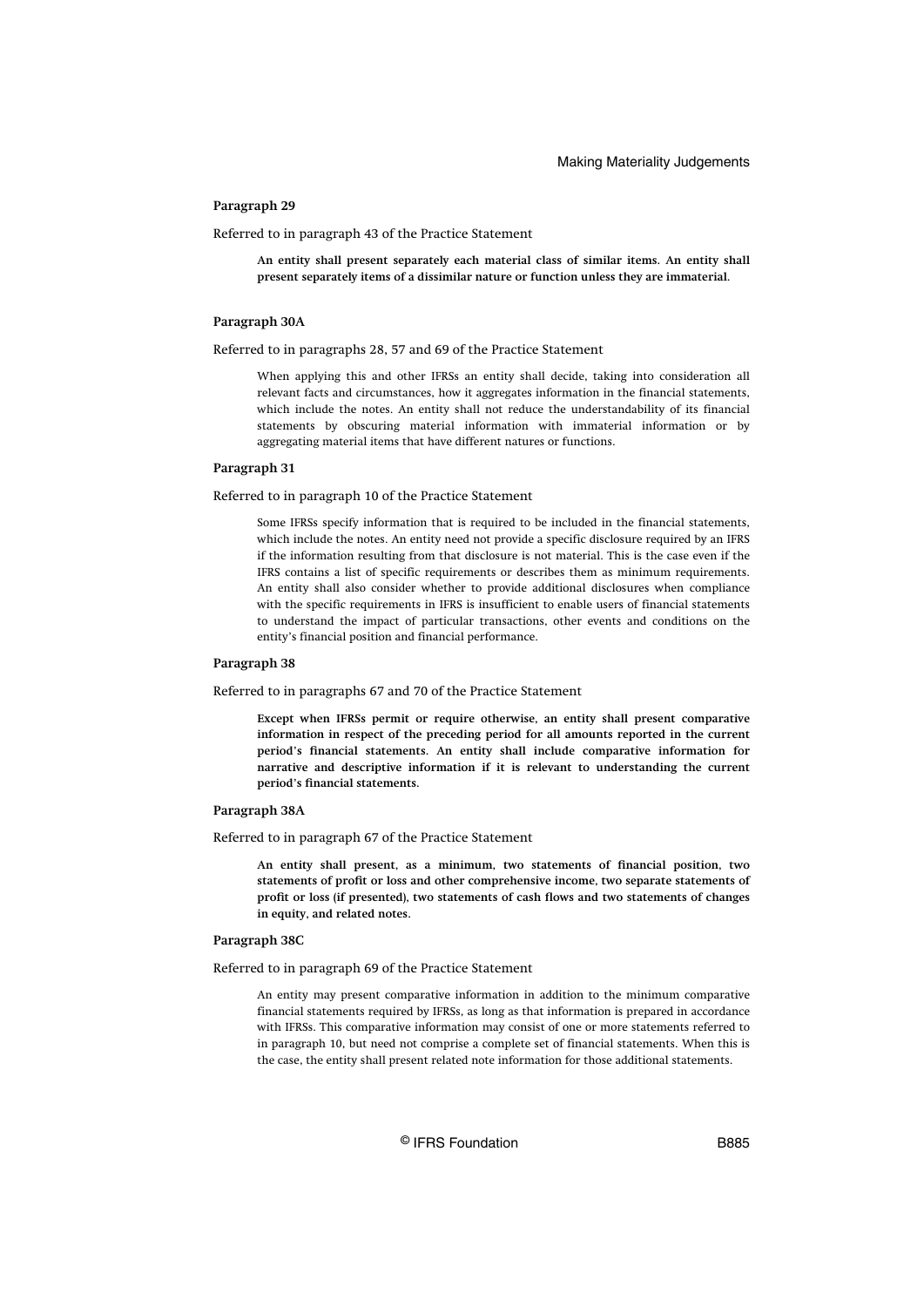#### Paragraph 29

Referred to in paragraph 43 of the Practice Statement

> **An entity shall present separately each material class of similar items. An entity shall present separately items of a dissimilar nature or function unless they are immaterial.**

#### Paragraph 30A

Referred to in paragraphs 28, 57 and 69 of the Practice Statement

> When applying this and other IFRSs an entity shall decide, taking into consideration all relevant facts and circumstances, how it aggregates information in the financial statements, which include the notes. An entity shall not reduce the understandability of its financial statements by obscuring material information with immaterial information or by aggregating material items that have different natures or functions.

#### Paragraph 31

Referred to in paragraph 10 of the Practice Statement

> Some IFRSs specify information that is required to be included in the financial statements, which include the notes. An entity need not provide a specific disclosure required by an IFRS if the information resulting from that disclosure is not material. This is the case even if the IFRS contains a list of specific requirements or describes them as minimum requirements. An entity shall also consider whether to provide additional disclosures when compliance with the specific requirements in IFRS is insufficient to enable users of financial statements to understand the impact of particular transactions, other events and conditions on the entity's financial position and financial performance.

#### Paragraph 38

Referred to in paragraphs 67 and 70 of the Practice Statement

> **Except when IFRSs permit or require otherwise, an entity shall present comparative information in respect of the preceding period for all amounts reported in the current period's financial statements. An entity shall include comparative information for narrative and descriptive information if it is relevant to understanding the current period's financial statements.**

#### Paragraph 38A

Referred to in paragraph 67 of the Practice Statement

> **An entity shall present, as a minimum, two statements of financial position, two statements of profit or loss and other comprehensive income, two separate statements of profit or loss (if presented), two statements of cash flows and two statements of changes in equity, and related notes.**

#### Paragraph 38C

Referred to in paragraph 69 of the Practice Statement

> An entity may present comparative information in addition to the minimum comparative financial statements required by IFRSs, as long as that information is prepared in accordance with IFRSs. This comparative information may consist of one or more statements referred to in paragraph 10, but need not comprise a complete set of financial statements. When this is the case, the entity shall present related note information for those additional statements.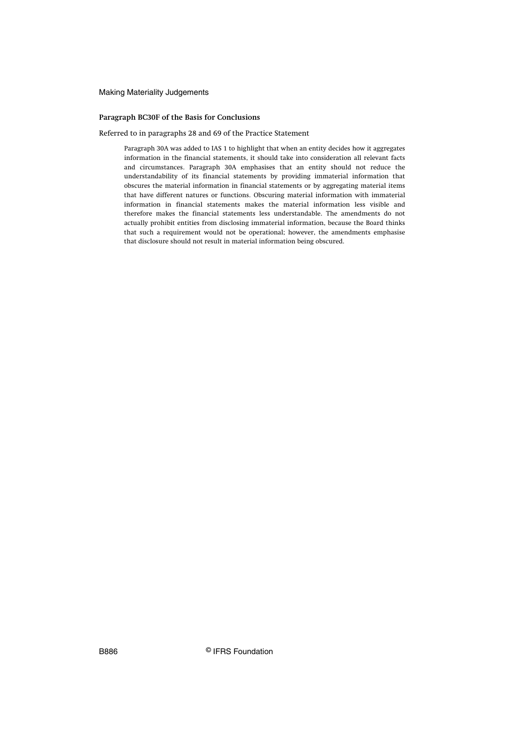### Paragraph BC30F of the Basis for Conclusions

Referred to in paragraphs 28 and 69 of the Practice Statement

> Paragraph 30A was added to IAS 1 to highlight that when an entity decides how it aggregates information in the financial statements, it should take into consideration all relevant facts and circumstances. Paragraph 30A emphasises that an entity should not reduce the understandability of its financial statements by providing immaterial information that obscures the material information in financial statements or by aggregating material items that have different natures or functions. Obscuring material information with immaterial information in financial statements makes the material information less visible and therefore makes the financial statements less understandable. The amendments do not actually prohibit entities from disclosing immaterial information, because the Board thinks that such a requirement would not be operational; however, the amendments emphasise that disclosure should not result in material information being obscured.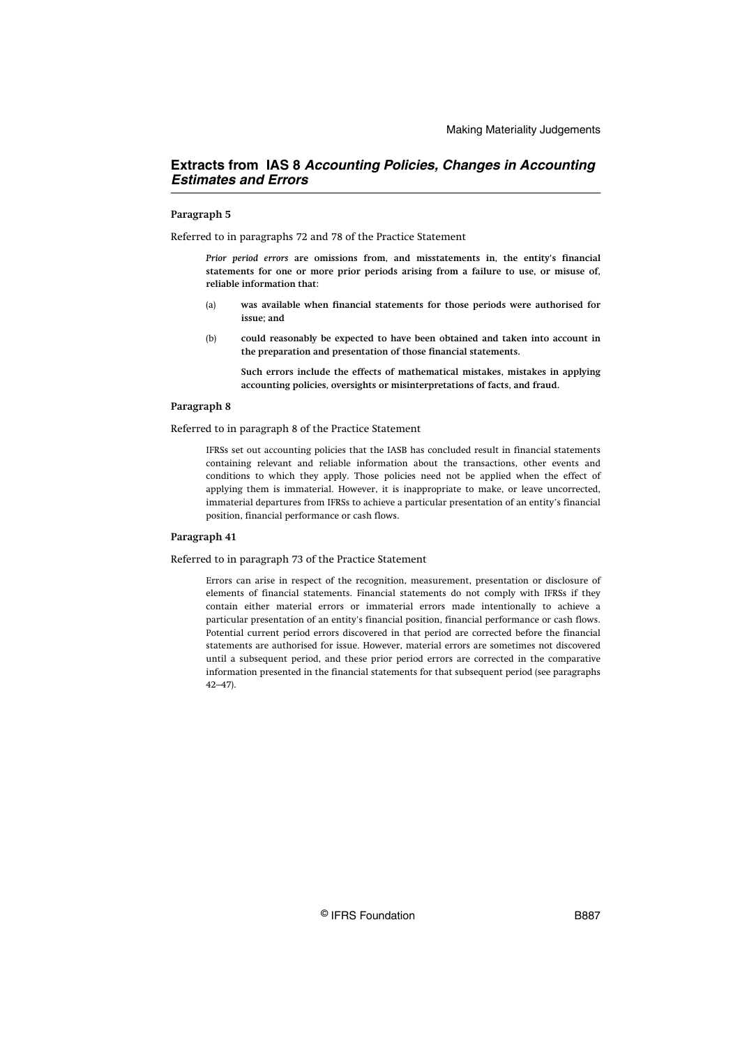## Extracts from IAS 8 *Accounting Policies, Changes in Accounting Estimates and Errors*

**Paragraph 5**

Referred to in paragraphs 72 and 78 of the Practice Statement

> ***Prior period errors*** **are omissions from, and misstatements in, the entity's financial statements for one or more prior periods arising from a failure to use, or misuse of, reliable information that:**
>
> (a) **was available when financial statements for those periods were authorised for issue; and**
>
> (b) **could reasonably be expected to have been obtained and taken into account in the preparation and presentation of those financial statements.**
>
> **Such errors include the effects of mathematical mistakes, mistakes in applying accounting policies, oversights or misinterpretations of facts, and fraud.**

**Paragraph 8**

Referred to in paragraph 8 of the Practice Statement

> IFRSs set out accounting policies that the IASB has concluded result in financial statements containing relevant and reliable information about the transactions, other events and conditions to which they apply. Those policies need not be applied when the effect of applying them is immaterial. However, it is inappropriate to make, or leave uncorrected, immaterial departures from IFRSs to achieve a particular presentation of an entity's financial position, financial performance or cash flows.

**Paragraph 41**

Referred to in paragraph 73 of the Practice Statement

> Errors can arise in respect of the recognition, measurement, presentation or disclosure of elements of financial statements. Financial statements do not comply with IFRSs if they contain either material errors or immaterial errors made intentionally to achieve a particular presentation of an entity's financial position, financial performance or cash flows. Potential current period errors discovered in that period are corrected before the financial statements are authorised for issue. However, material errors are sometimes not discovered until a subsequent period, and these prior period errors are corrected in the comparative information presented in the financial statements for that subsequent period (see paragraphs 42–47).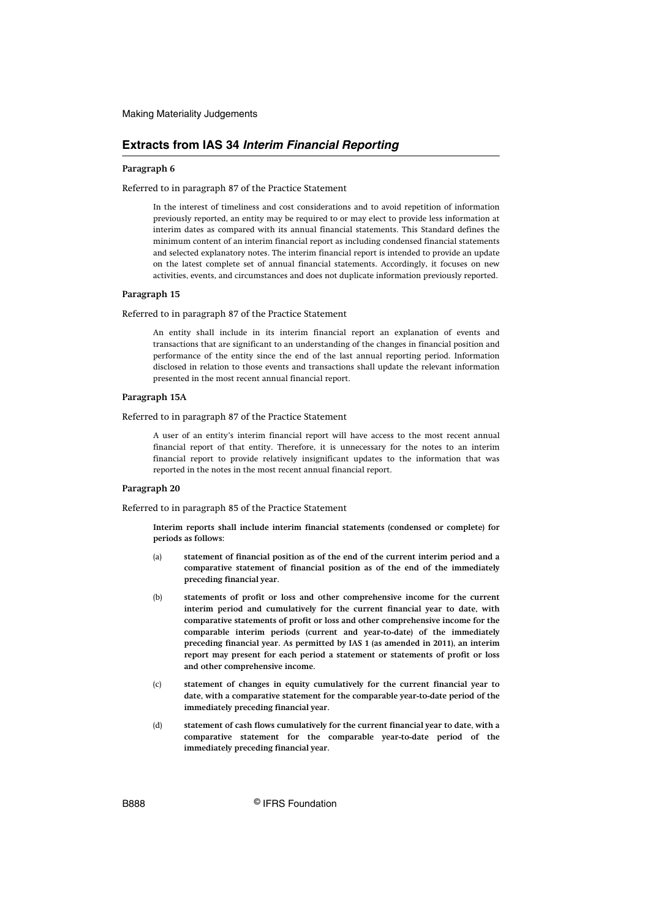## Extracts from IAS 34 *Interim Financial Reporting*

**Paragraph 6**

Referred to in paragraph 87 of the Practice Statement

> In the interest of timeliness and cost considerations and to avoid repetition of information previously reported, an entity may be required to or may elect to provide less information at interim dates as compared with its annual financial statements. This Standard defines the minimum content of an interim financial report as including condensed financial statements and selected explanatory notes. The interim financial report is intended to provide an update on the latest complete set of annual financial statements. Accordingly, it focuses on new activities, events, and circumstances and does not duplicate information previously reported.

**Paragraph 15**

Referred to in paragraph 87 of the Practice Statement

> An entity shall include in its interim financial report an explanation of events and transactions that are significant to an understanding of the changes in financial position and performance of the entity since the end of the last annual reporting period. Information disclosed in relation to those events and transactions shall update the relevant information presented in the most recent annual financial report.

**Paragraph 15A**

Referred to in paragraph 87 of the Practice Statement

> A user of an entity's interim financial report will have access to the most recent annual financial report of that entity. Therefore, it is unnecessary for the notes to an interim financial report to provide relatively insignificant updates to the information that was reported in the notes in the most recent annual financial report.

**Paragraph 20**

Referred to in paragraph 85 of the Practice Statement

> **Interim reports shall include interim financial statements (condensed or complete) for periods as follows:**
>
> (a) **statement of financial position as of the end of the current interim period and a comparative statement of financial position as of the end of the immediately preceding financial year.**
>
> (b) **statements of profit or loss and other comprehensive income for the current interim period and cumulatively for the current financial year to date, with comparative statements of profit or loss and other comprehensive income for the comparable interim periods (current and year-to-date) of the immediately preceding financial year. As permitted by IAS 1 (as amended in 2011), an interim report may present for each period a statement or statements of profit or loss and other comprehensive income.**
>
> (c) **statement of changes in equity cumulatively for the current financial year to date, with a comparative statement for the comparable year-to-date period of the immediately preceding financial year.**
>
> (d) **statement of cash flows cumulatively for the current financial year to date, with a comparative statement for the comparable year-to-date period of the immediately preceding financial year.**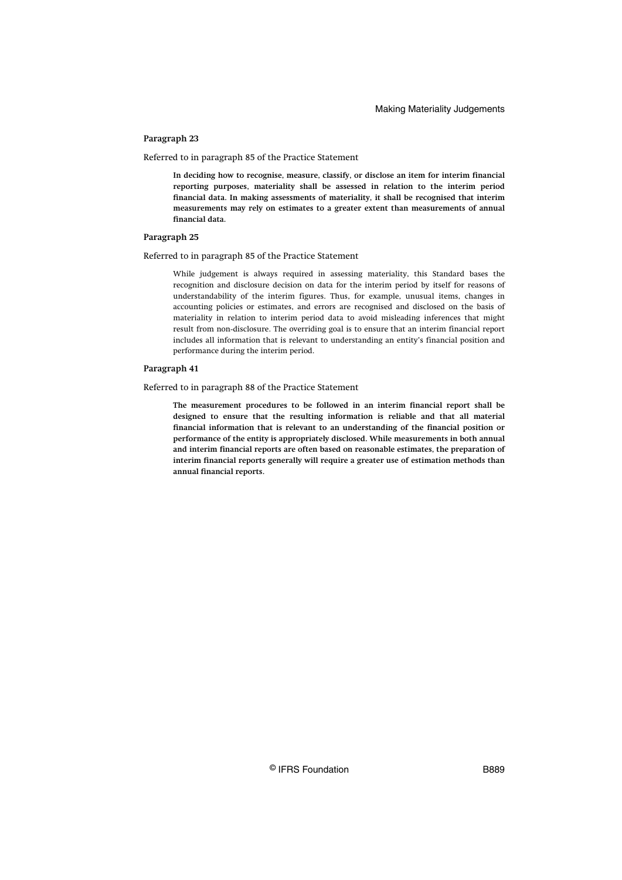**Paragraph 23**

Referred to in paragraph 85 of the Practice Statement

> **In deciding how to recognise, measure, classify, or disclose an item for interim financial reporting purposes, materiality shall be assessed in relation to the interim period financial data. In making assessments of materiality, it shall be recognised that interim measurements may rely on estimates to a greater extent than measurements of annual financial data.**

**Paragraph 25**

Referred to in paragraph 85 of the Practice Statement

> While judgement is always required in assessing materiality, this Standard bases the recognition and disclosure decision on data for the interim period by itself for reasons of understandability of the interim figures. Thus, for example, unusual items, changes in accounting policies or estimates, and errors are recognised and disclosed on the basis of materiality in relation to interim period data to avoid misleading inferences that might result from non-disclosure. The overriding goal is to ensure that an interim financial report includes all information that is relevant to understanding an entity's financial position and performance during the interim period.

**Paragraph 41**

Referred to in paragraph 88 of the Practice Statement

> **The measurement procedures to be followed in an interim financial report shall be designed to ensure that the resulting information is reliable and that all material financial information that is relevant to an understanding of the financial position or performance of the entity is appropriately disclosed. While measurements in both annual and interim financial reports are often based on reasonable estimates, the preparation of interim financial reports generally will require a greater use of estimation methods than annual financial reports.**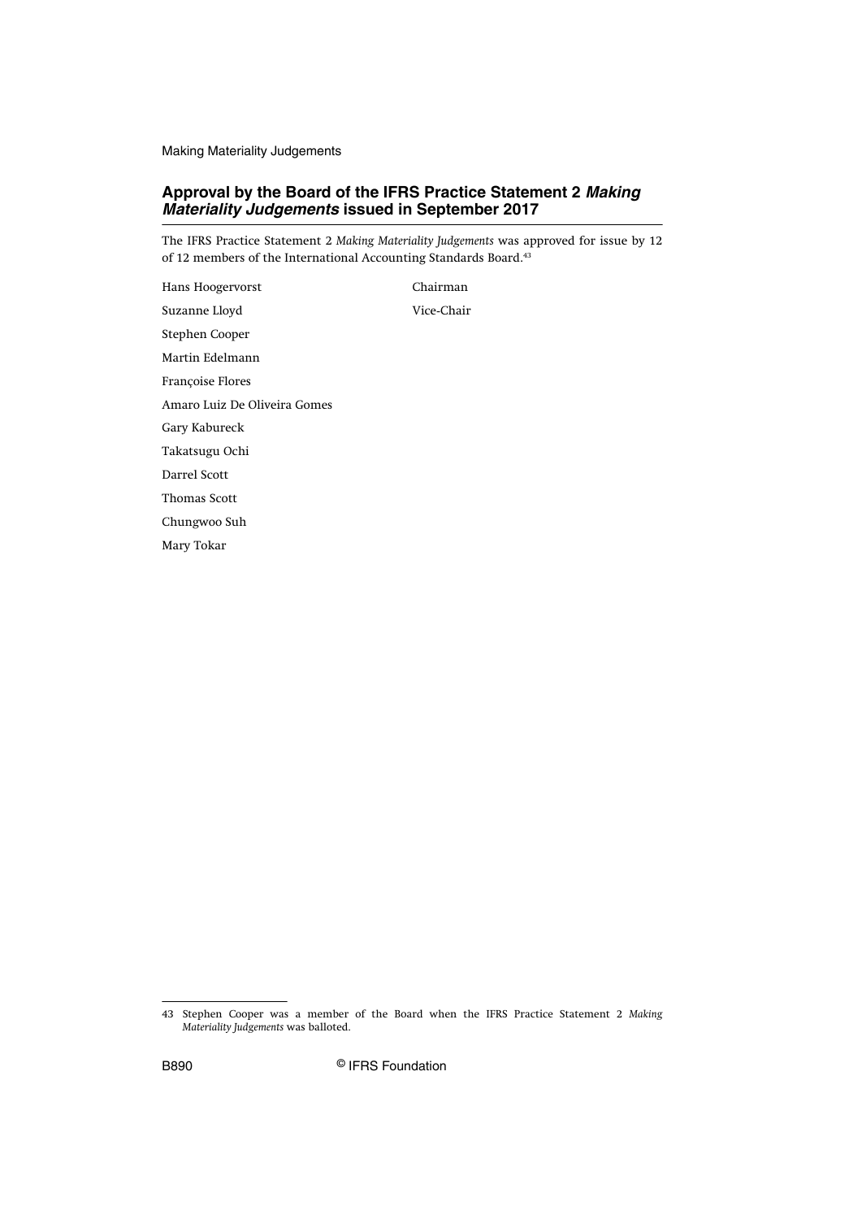## Approval by the Board of the IFRS Practice Statement 2 *Making Materiality Judgements* issued in September 2017

The IFRS Practice Statement 2 *Making Materiality Judgements* was approved for issue by 12 of 12 members of the International Accounting Standards Board.[43]

| | |
|---|---|
| Hans Hoogervorst | Chairman |
| Suzanne Lloyd | Vice-Chair |
| Stephen Cooper | |
| Martin Edelmann | |
| Françoise Flores | |
| Amaro Luiz De Oliveira Gomes | |
| Gary Kabureck | |
| Takatsugu Ochi | |
| Darrel Scott | |
| Thomas Scott | |
| Chungwoo Suh | |
| Mary Tokar | |

---

43 Stephen Cooper was a member of the Board when the IFRS Practice Statement 2 *Making Materiality Judgements* was balloted.